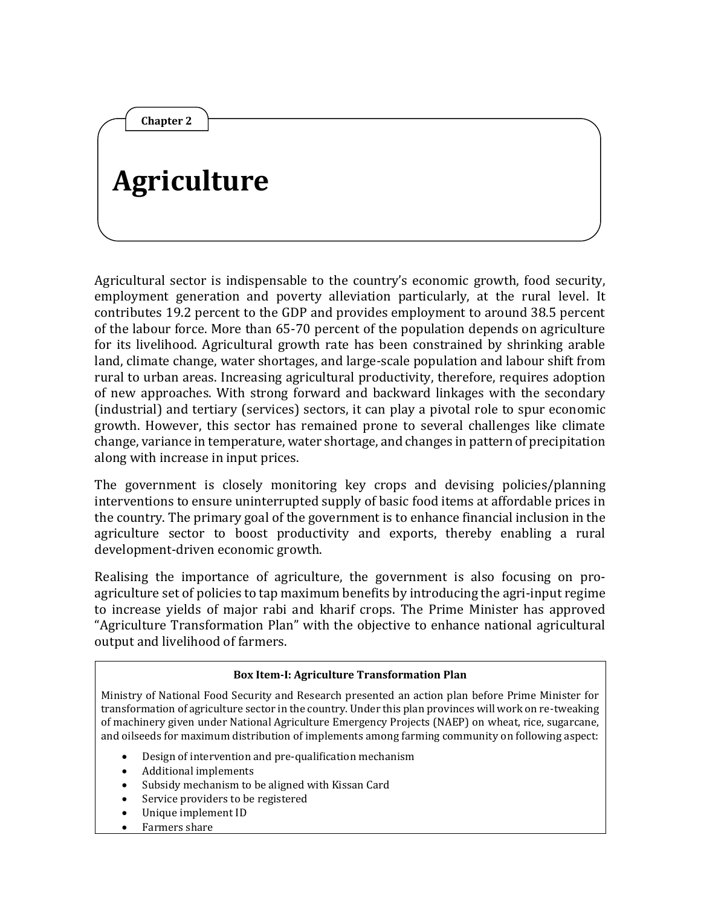Chapter 2

# Agriculture

Agricultural sector is indispensable to the country's economic growth, food security, employment generation and poverty alleviation particularly, at the rural level. It contributes 19.2 percent to the GDP and provides employment to around 38.5 percent of the labour force. More than 65-70 percent of the population depends on agriculture for its livelihood. Agricultural growth rate has been constrained by shrinking arable land, climate change, water shortages, and large-scale population and labour shift from rural to urban areas. Increasing agricultural productivity, therefore, requires adoption of new approaches. With strong forward and backward linkages with the secondary (industrial) and tertiary (services) sectors, it can play a pivotal role to spur economic growth. However, this sector has remained prone to several challenges like climate change, variance in temperature, water shortage, and changes in pattern of precipitation along with increase in input prices.

The government is closely monitoring key crops and devising policies/planning interventions to ensure uninterrupted supply of basic food items at affordable prices in the country. The primary goal of the government is to enhance financial inclusion in the agriculture sector to boost productivity and exports, thereby enabling a rural development-driven economic growth.

Realising the importance of agriculture, the government is also focusing on pro-agriculture set of policies to tap maximum benefits by introducing the agri-input regime to increase yields of major rabi and kharif crops. The Prime Minister has approved "Agriculture Transformation Plan" with the objective to enhance national agricultural output and livelihood of farmers.

**Box Item-I: Agriculture Transformation Plan**

Ministry of National Food Security and Research presented an action plan before Prime Minister for transformation of agriculture sector in the country. Under this plan provinces will work on re-tweaking of machinery given under National Agriculture Emergency Projects (NAEP) on wheat, rice, sugarcane, and oilseeds for maximum distribution of implements among farming community on following aspect:

- Design of intervention and pre-qualification mechanism
- Additional implements
- Subsidy mechanism to be aligned with Kissan Card
- Service providers to be registered
- Unique implement ID
- Farmers share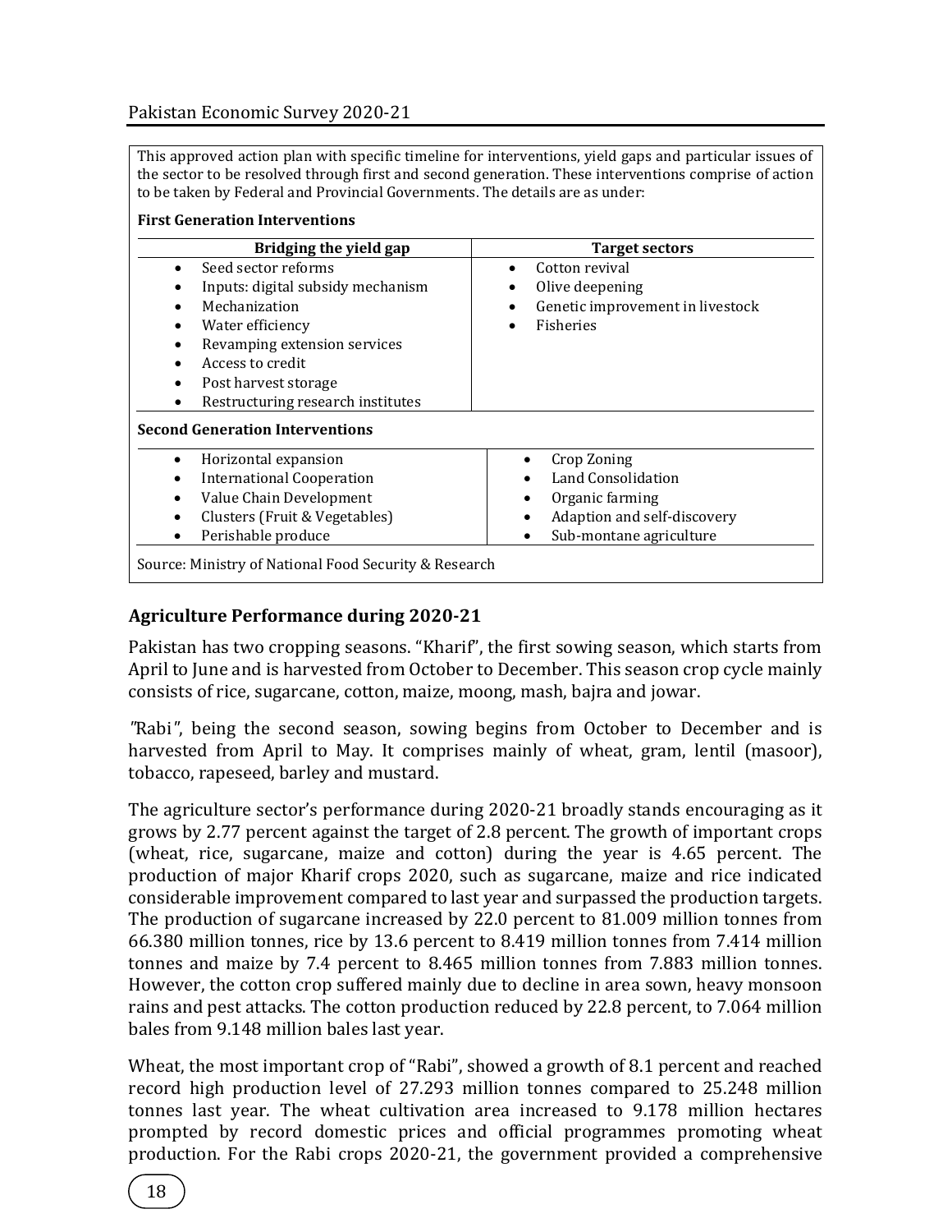This approved action plan with specific timeline for interventions, yield gaps and particular issues of the sector to be resolved through first and second generation. These interventions comprise of action to be taken by Federal and Provincial Governments. The details are as under:

**First Generation Interventions**

| Bridging the yield gap | Target sectors |
|---|---|
| • Seed sector reforms<br>• Inputs: digital subsidy mechanism<br>• Mechanization<br>• Water efficiency<br>• Revamping extension services<br>• Access to credit<br>• Post harvest storage<br>• Restructuring research institutes | • Cotton revival<br>• Olive deepening<br>• Genetic improvement in livestock<br>• Fisheries |

**Second Generation Interventions**

| | |
|---|---|
| • Horizontal expansion<br>• International Cooperation<br>• Value Chain Development<br>• Clusters (Fruit & Vegetables)<br>• Perishable produce | • Crop Zoning<br>• Land Consolidation<br>• Organic farming<br>• Adaption and self-discovery<br>• Sub-montane agriculture |

Source: Ministry of National Food Security & Research

## Agriculture Performance during 2020-21

Pakistan has two cropping seasons. "Kharif", the first sowing season, which starts from April to June and is harvested from October to December. This season crop cycle mainly consists of rice, sugarcane, cotton, maize, moong, mash, bajra and jowar.

"Rabi", being the second season, sowing begins from October to December and is harvested from April to May. It comprises mainly of wheat, gram, lentil (masoor), tobacco, rapeseed, barley and mustard.

The agriculture sector's performance during 2020-21 broadly stands encouraging as it grows by 2.77 percent against the target of 2.8 percent. The growth of important crops (wheat, rice, sugarcane, maize and cotton) during the year is 4.65 percent. The production of major Kharif crops 2020, such as sugarcane, maize and rice indicated considerable improvement compared to last year and surpassed the production targets. The production of sugarcane increased by 22.0 percent to 81.009 million tonnes from 66.380 million tonnes, rice by 13.6 percent to 8.419 million tonnes from 7.414 million tonnes and maize by 7.4 percent to 8.465 million tonnes from 7.883 million tonnes. However, the cotton crop suffered mainly due to decline in area sown, heavy monsoon rains and pest attacks. The cotton production reduced by 22.8 percent, to 7.064 million bales from 9.148 million bales last year.

Wheat, the most important crop of "Rabi", showed a growth of 8.1 percent and reached record high production level of 27.293 million tonnes compared to 25.248 million tonnes last year. The wheat cultivation area increased to 9.178 million hectares prompted by record domestic prices and official programmes promoting wheat production. For the Rabi crops 2020-21, the government provided a comprehensive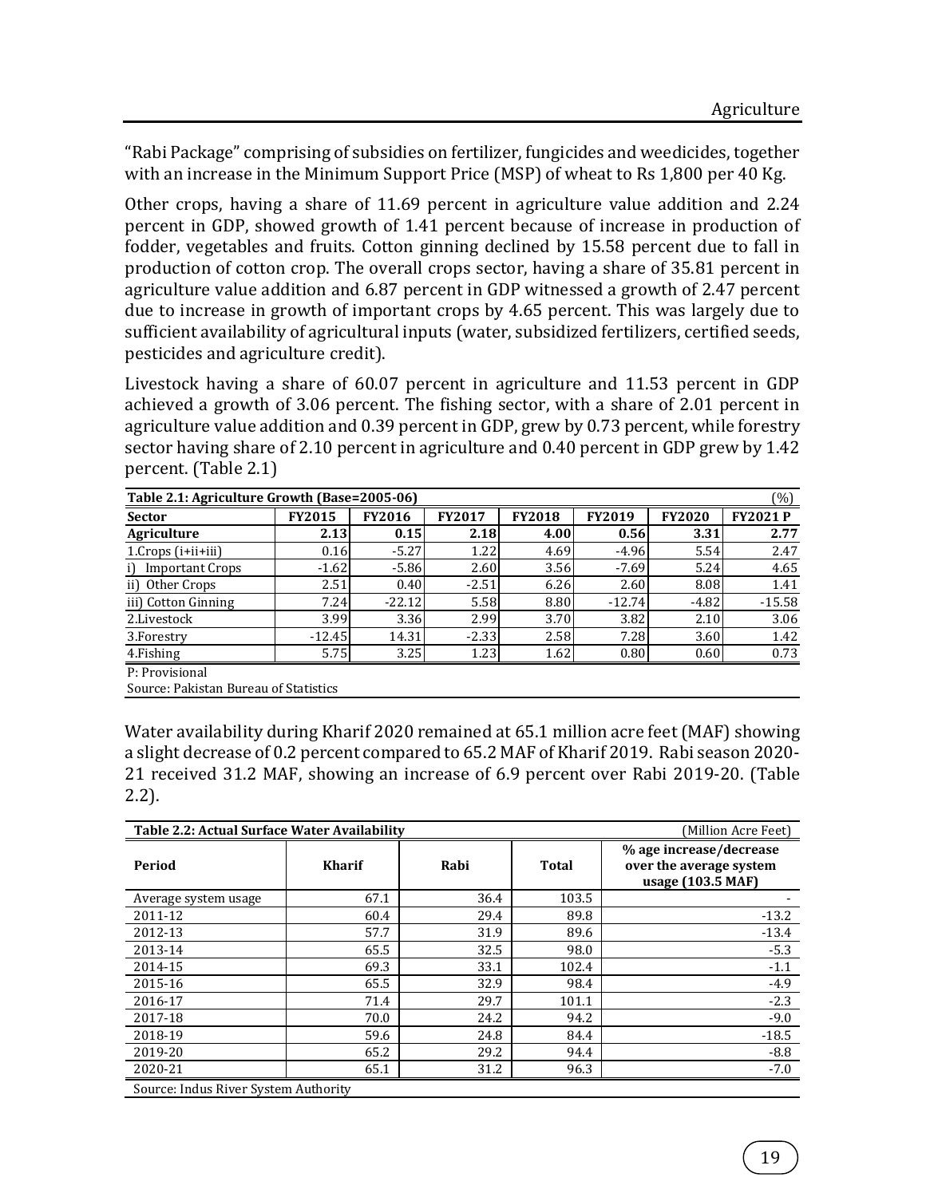"Rabi Package" comprising of subsidies on fertilizer, fungicides and weedicides, together with an increase in the Minimum Support Price (MSP) of wheat to Rs 1,800 per 40 Kg.

Other crops, having a share of 11.69 percent in agriculture value addition and 2.24 percent in GDP, showed growth of 1.41 percent because of increase in production of fodder, vegetables and fruits. Cotton ginning declined by 15.58 percent due to fall in production of cotton crop. The overall crops sector, having a share of 35.81 percent in agriculture value addition and 6.87 percent in GDP witnessed a growth of 2.47 percent due to increase in growth of important crops by 4.65 percent. This was largely due to sufficient availability of agricultural inputs (water, subsidized fertilizers, certified seeds, pesticides and agriculture credit).

Livestock having a share of 60.07 percent in agriculture and 11.53 percent in GDP achieved a growth of 3.06 percent. The fishing sector, with a share of 2.01 percent in agriculture value addition and 0.39 percent in GDP, grew by 0.73 percent, while forestry sector having share of 2.10 percent in agriculture and 0.40 percent in GDP grew by 1.42 percent. (Table 2.1)

**Table 2.1: Agriculture Growth (Base=2005-06)** (%)

| Sector | FY2015 | FY2016 | FY2017 | FY2018 | FY2019 | FY2020 | FY2021 P |
|---|---|---|---|---|---|---|---|
| **Agriculture** | **2.13** | **0.15** | **2.18** | **4.00** | **0.56** | **3.31** | **2.77** |
| 1.Crops (i+ii+iii) | 0.16 | -5.27 | 1.22 | 4.69 | -4.96 | 5.54 | 2.47 |
| i) Important Crops | -1.62 | -5.86 | 2.60 | 3.56 | -7.69 | 5.24 | 4.65 |
| ii) Other Crops | 2.51 | 0.40 | -2.51 | 6.26 | 2.60 | 8.08 | 1.41 |
| iii) Cotton Ginning | 7.24 | -22.12 | 5.58 | 8.80 | -12.74 | -4.82 | -15.58 |
| 2.Livestock | 3.99 | 3.36 | 2.99 | 3.70 | 3.82 | 2.10 | 3.06 |
| 3.Forestry | -12.45 | 14.31 | -2.33 | 2.58 | 7.28 | 3.60 | 1.42 |
| 4.Fishing | 5.75 | 3.25 | 1.23 | 1.62 | 0.80 | 0.60 | 0.73 |

P: Provisional
Source: Pakistan Bureau of Statistics

Water availability during Kharif 2020 remained at 65.1 million acre feet (MAF) showing a slight decrease of 0.2 percent compared to 65.2 MAF of Kharif 2019. Rabi season 2020-21 received 31.2 MAF, showing an increase of 6.9 percent over Rabi 2019-20. (Table 2.2).

**Table 2.2: Actual Surface Water Availability** (Million Acre Feet)

| Period | Kharif | Rabi | Total | % age increase/decrease over the average system usage (103.5 MAF) |
|---|---|---|---|---|
| Average system usage | 67.1 | 36.4 | 103.5 | - |
| 2011-12 | 60.4 | 29.4 | 89.8 | -13.2 |
| 2012-13 | 57.7 | 31.9 | 89.6 | -13.4 |
| 2013-14 | 65.5 | 32.5 | 98.0 | -5.3 |
| 2014-15 | 69.3 | 33.1 | 102.4 | -1.1 |
| 2015-16 | 65.5 | 32.9 | 98.4 | -4.9 |
| 2016-17 | 71.4 | 29.7 | 101.1 | -2.3 |
| 2017-18 | 70.0 | 24.2 | 94.2 | -9.0 |
| 2018-19 | 59.6 | 24.8 | 84.4 | -18.5 |
| 2019-20 | 65.2 | 29.2 | 94.4 | -8.8 |
| 2020-21 | 65.1 | 31.2 | 96.3 | -7.0 |

Source: Indus River System Authority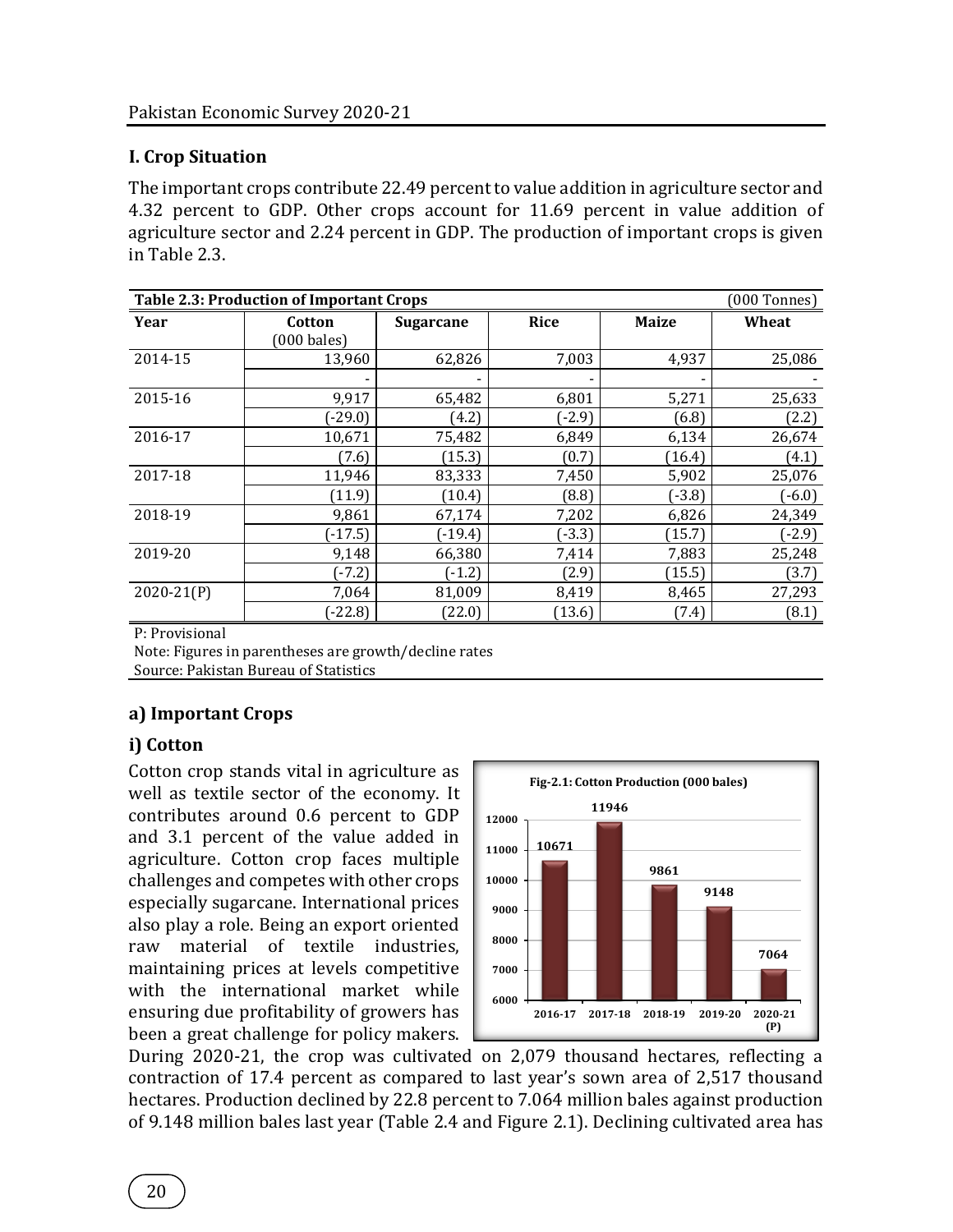## I. Crop Situation

The important crops contribute 22.49 percent to value addition in agriculture sector and 4.32 percent to GDP. Other crops account for 11.69 percent in value addition of agriculture sector and 2.24 percent in GDP. The production of important crops is given in Table 2.3.

**Table 2.3: Production of Important Crops** (000 Tonnes)

| Year | Cotton (000 bales) | Sugarcane | Rice | Maize | Wheat |
|---|---|---|---|---|---|
| 2014-15 | 13,960 | 62,826 | 7,003 | 4,937 | 25,086 |
| | - | - | - | - | - |
| 2015-16 | 9,917 | 65,482 | 6,801 | 5,271 | 25,633 |
| | (-29.0) | (4.2) | (-2.9) | (6.8) | (2.2) |
| 2016-17 | 10,671 | 75,482 | 6,849 | 6,134 | 26,674 |
| | (7.6) | (15.3) | (0.7) | (16.4) | (4.1) |
| 2017-18 | 11,946 | 83,333 | 7,450 | 5,902 | 25,076 |
| | (11.9) | (10.4) | (8.8) | (-3.8) | (-6.0) |
| 2018-19 | 9,861 | 67,174 | 7,202 | 6,826 | 24,349 |
| | (-17.5) | (-19.4) | (-3.3) | (15.7) | (-2.9) |
| 2019-20 | 9,148 | 66,380 | 7,414 | 7,883 | 25,248 |
| | (-7.2) | (-1.2) | (2.9) | (15.5) | (3.7) |
| 2020-21(P) | 7,064 | 81,009 | 8,419 | 8,465 | 27,293 |
| | (-22.8) | (22.0) | (13.6) | (7.4) | (8.1) |

P: Provisional
Note: Figures in parentheses are growth/decline rates
Source: Pakistan Bureau of Statistics

### a) Important Crops

#### i) Cotton

Cotton crop stands vital in agriculture as well as textile sector of the economy. It contributes around 0.6 percent to GDP and 3.1 percent of the value added in agriculture. Cotton crop faces multiple challenges and competes with other crops especially sugarcane. International prices also play a role. Being an export oriented raw material of textile industries, maintaining prices at levels competitive with the international market while ensuring due profitability of growers has been a great challenge for policy makers.

**Fig-2.1: Cotton Production (000 bales)**

| Year | Production |
|---|---|
| 2016-17 | 10671 |
| 2017-18 | 11946 |
| 2018-19 | 9861 |
| 2019-20 | 9148 |
| 2020-21 (P) | 7064 |

During 2020-21, the crop was cultivated on 2,079 thousand hectares, reflecting a contraction of 17.4 percent as compared to last year's sown area of 2,517 thousand hectares. Production declined by 22.8 percent to 7.064 million bales against production of 9.148 million bales last year (Table 2.4 and Figure 2.1). Declining cultivated area has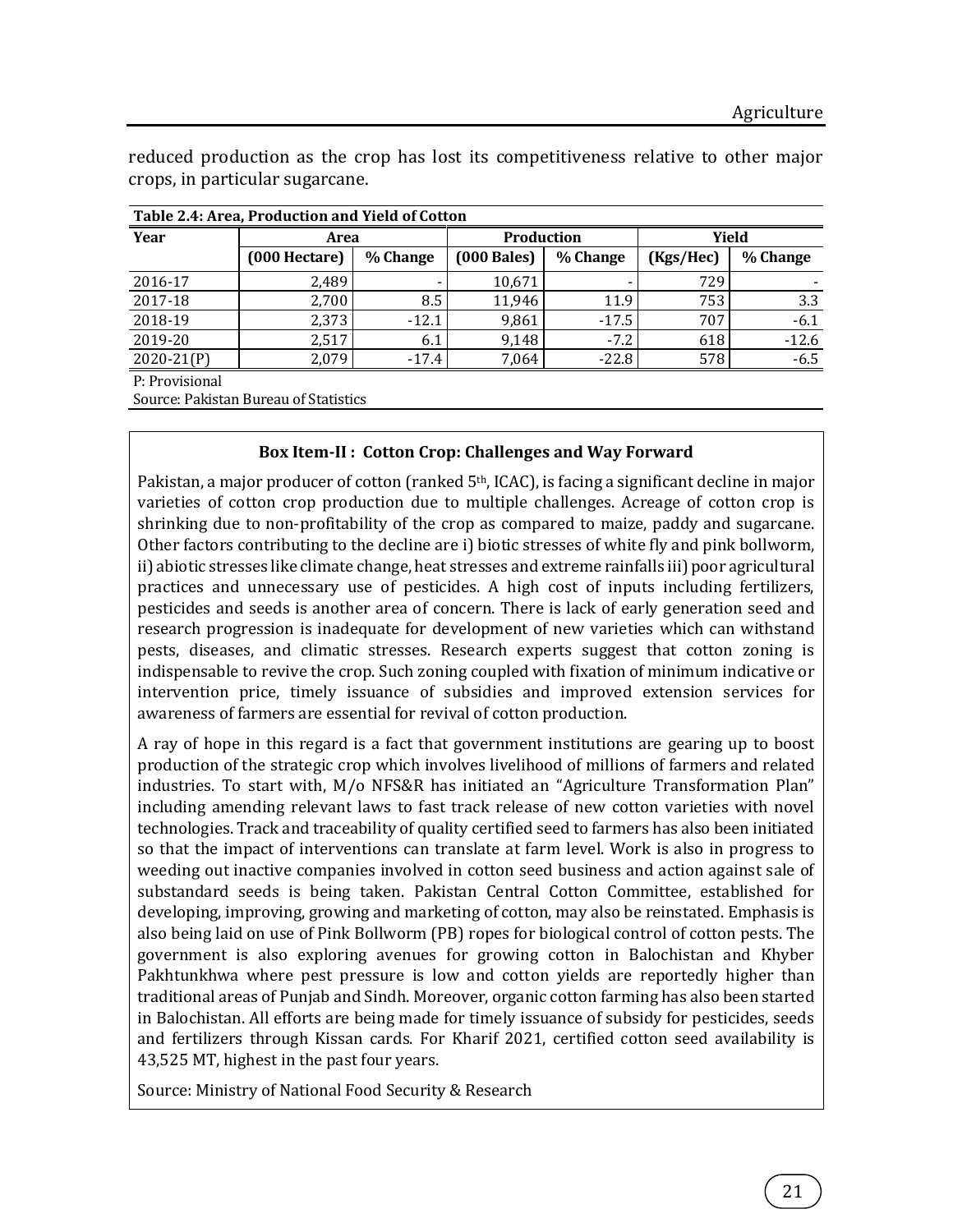reduced production as the crop has lost its competitiveness relative to other major crops, in particular sugarcane.

**Table 2.4: Area, Production and Yield of Cotton**

| Year | Area | | Production | | Yield | |
|---|---|---|---|---|---|---|
| | (000 Hectare) | % Change | (000 Bales) | % Change | (Kgs/Hec) | % Change |
| 2016-17 | 2,489 | - | 10,671 | - | 729 | - |
| 2017-18 | 2,700 | 8.5 | 11,946 | 11.9 | 753 | 3.3 |
| 2018-19 | 2,373 | -12.1 | 9,861 | -17.5 | 707 | -6.1 |
| 2019-20 | 2,517 | 6.1 | 9,148 | -7.2 | 618 | -12.6 |
| 2020-21(P) | 2,079 | -17.4 | 7,064 | -22.8 | 578 | -6.5 |

P: Provisional

Source: Pakistan Bureau of Statistics

**Box Item-II : Cotton Crop: Challenges and Way Forward**

Pakistan, a major producer of cotton (ranked 5th, ICAC), is facing a significant decline in major varieties of cotton crop production due to multiple challenges. Acreage of cotton crop is shrinking due to non-profitability of the crop as compared to maize, paddy and sugarcane. Other factors contributing to the decline are i) biotic stresses of white fly and pink bollworm, ii) abiotic stresses like climate change, heat stresses and extreme rainfalls iii) poor agricultural practices and unnecessary use of pesticides. A high cost of inputs including fertilizers, pesticides and seeds is another area of concern. There is lack of early generation seed and research progression is inadequate for development of new varieties which can withstand pests, diseases, and climatic stresses. Research experts suggest that cotton zoning is indispensable to revive the crop. Such zoning coupled with fixation of minimum indicative or intervention price, timely issuance of subsidies and improved extension services for awareness of farmers are essential for revival of cotton production.

A ray of hope in this regard is a fact that government institutions are gearing up to boost production of the strategic crop which involves livelihood of millions of farmers and related industries. To start with, M/o NFS&R has initiated an "Agriculture Transformation Plan" including amending relevant laws to fast track release of new cotton varieties with novel technologies. Track and traceability of quality certified seed to farmers has also been initiated so that the impact of interventions can translate at farm level. Work is also in progress to weeding out inactive companies involved in cotton seed business and action against sale of substandard seeds is being taken. Pakistan Central Cotton Committee, established for developing, improving, growing and marketing of cotton, may also be reinstated. Emphasis is also being laid on use of Pink Bollworm (PB) ropes for biological control of cotton pests. The government is also exploring avenues for growing cotton in Balochistan and Khyber Pakhtunkhwa where pest pressure is low and cotton yields are reportedly higher than traditional areas of Punjab and Sindh. Moreover, organic cotton farming has also been started in Balochistan. All efforts are being made for timely issuance of subsidy for pesticides, seeds and fertilizers through Kissan cards. For Kharif 2021, certified cotton seed availability is 43,525 MT, highest in the past four years.

Source: Ministry of National Food Security & Research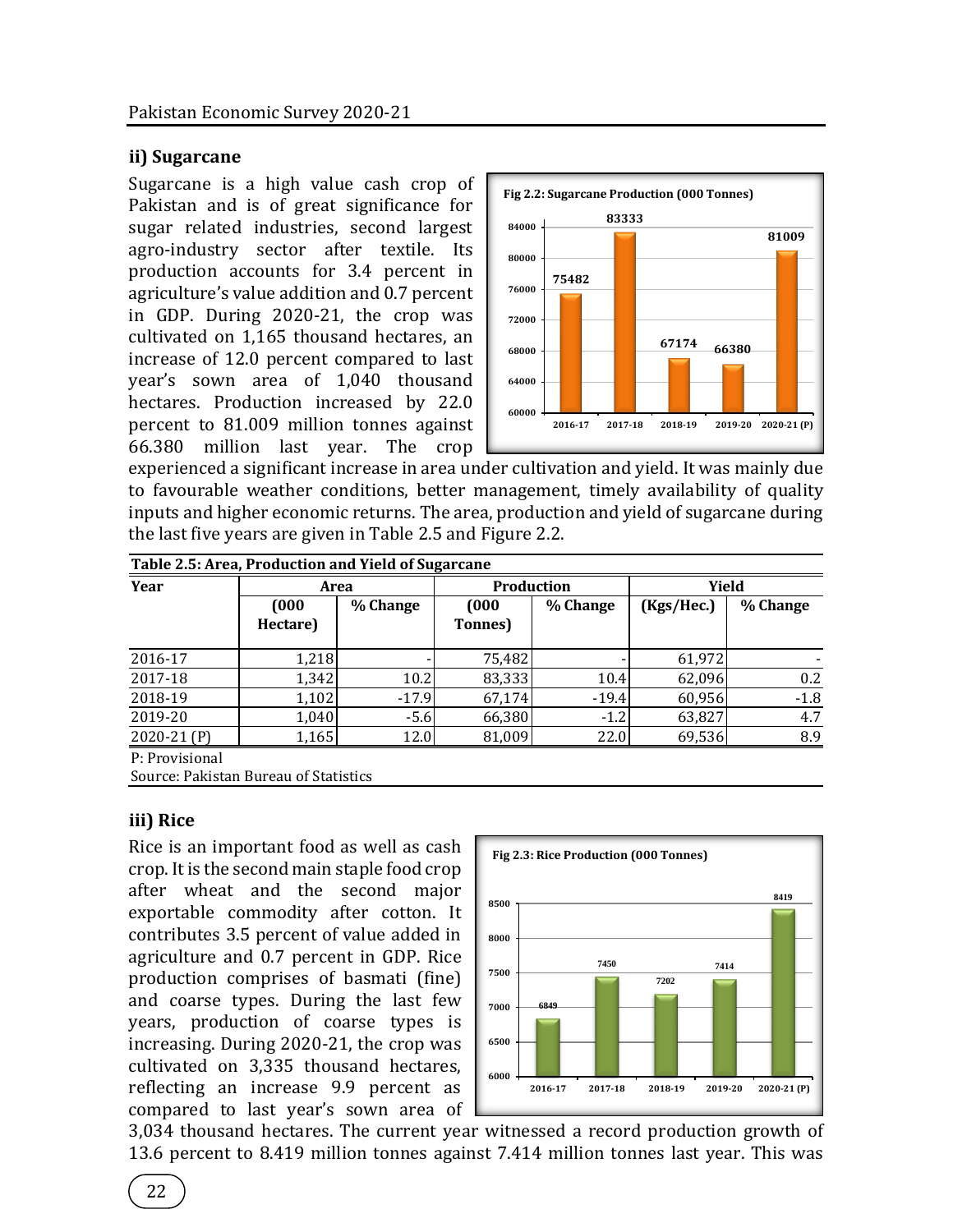### ii) Sugarcane

Sugarcane is a high value cash crop of Pakistan and is of great significance for sugar related industries, second largest agro-industry sector after textile. Its production accounts for 3.4 percent in agriculture's value addition and 0.7 percent in GDP. During 2020-21, the crop was cultivated on 1,165 thousand hectares, an increase of 12.0 percent compared to last year's sown area of 1,040 thousand hectares. Production increased by 22.0 percent to 81.009 million tonnes against 66.380 million last year. The crop experienced a significant increase in area under cultivation and yield. It was mainly due to favourable weather conditions, better management, timely availability of quality inputs and higher economic returns. The area, production and yield of sugarcane during the last five years are given in Table 2.5 and Figure 2.2.

**Fig 2.2: Sugarcane Production (000 Tonnes)**

| Year | Production |
|---|---|
| 2016-17 | 75482 |
| 2017-18 | 83333 |
| 2018-19 | 67174 |
| 2019-20 | 66380 |
| 2020-21 (P) | 81009 |

**Table 2.5: Area, Production and Yield of Sugarcane**

| Year | Area | | Production | | Yield | |
|---|---|---|---|---|---|---|
| | (000 Hectare) | % Change | (000 Tonnes) | % Change | (Kgs/Hec.) | % Change |
| 2016-17 | 1,218 | - | 75,482 | - | 61,972 | - |
| 2017-18 | 1,342 | 10.2 | 83,333 | 10.4 | 62,096 | 0.2 |
| 2018-19 | 1,102 | -17.9 | 67,174 | -19.4 | 60,956 | -1.8 |
| 2019-20 | 1,040 | -5.6 | 66,380 | -1.2 | 63,827 | 4.7 |
| 2020-21 (P) | 1,165 | 12.0 | 81,009 | 22.0 | 69,536 | 8.9 |

P: Provisional

Source: Pakistan Bureau of Statistics

### iii) Rice

Rice is an important food as well as cash crop. It is the second main staple food crop after wheat and the second major exportable commodity after cotton. It contributes 3.5 percent of value added in agriculture and 0.7 percent in GDP. Rice production comprises of basmati (fine) and coarse types. During the last few years, production of coarse types is increasing. During 2020-21, the crop was cultivated on 3,335 thousand hectares, reflecting an increase 9.9 percent as compared to last year's sown area of 3,034 thousand hectares. The current year witnessed a record production growth of 13.6 percent to 8.419 million tonnes against 7.414 million tonnes last year. This was

**Fig 2.3: Rice Production (000 Tonnes)**

| Year | Production |
|---|---|
| 2016-17 | 6849 |
| 2017-18 | 7450 |
| 2018-19 | 7202 |
| 2019-20 | 7414 |
| 2020-21 (P) | 8419 |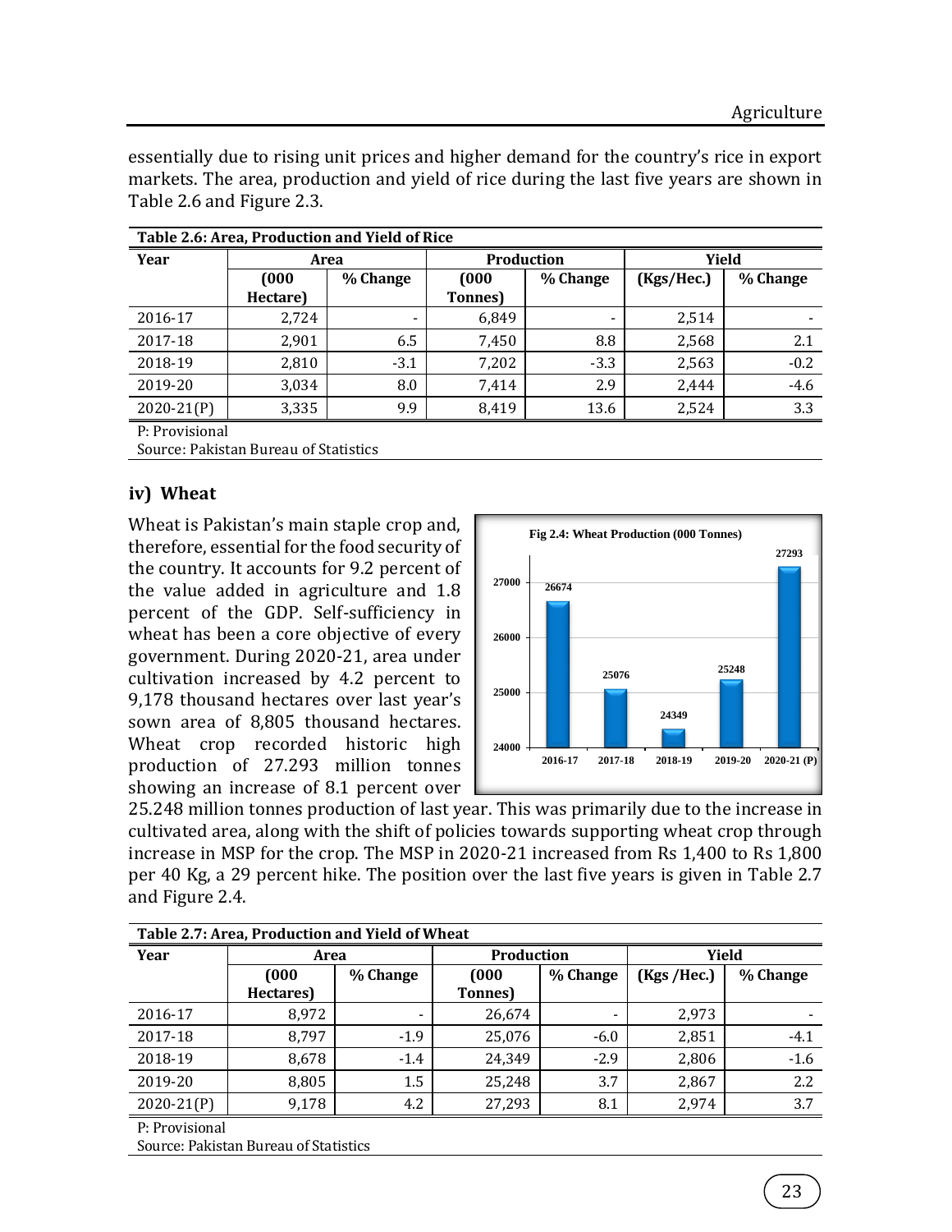essentially due to rising unit prices and higher demand for the country's rice in export markets. The area, production and yield of rice during the last five years are shown in Table 2.6 and Figure 2.3.

**Table 2.6: Area, Production and Yield of Rice**

| Year | Area | | Production | | Yield | |
|---|---|---|---|---|---|---|
| | (000 Hectare) | % Change | (000 Tonnes) | % Change | (Kgs/Hec.) | % Change |
| 2016-17 | 2,724 | - | 6,849 | - | 2,514 | - |
| 2017-18 | 2,901 | 6.5 | 7,450 | 8.8 | 2,568 | 2.1 |
| 2018-19 | 2,810 | -3.1 | 7,202 | -3.3 | 2,563 | -0.2 |
| 2019-20 | 3,034 | 8.0 | 7,414 | 2.9 | 2,444 | -4.6 |
| 2020-21(P) | 3,335 | 9.9 | 8,419 | 13.6 | 2,524 | 3.3 |

P: Provisional

Source: Pakistan Bureau of Statistics

### iv) Wheat

Wheat is Pakistan's main staple crop and, therefore, essential for the food security of the country. It accounts for 9.2 percent of the value added in agriculture and 1.8 percent of the GDP. Self-sufficiency in wheat has been a core objective of every government. During 2020-21, area under cultivation increased by 4.2 percent to 9,178 thousand hectares over last year's sown area of 8,805 thousand hectares. Wheat crop recorded historic high production of 27.293 million tonnes showing an increase of 8.1 percent over 25.248 million tonnes production of last year. This was primarily due to the increase in cultivated area, along with the shift of policies towards supporting wheat crop through increase in MSP for the crop. The MSP in 2020-21 increased from Rs 1,400 to Rs 1,800 per 40 Kg, a 29 percent hike. The position over the last five years is given in Table 2.7 and Figure 2.4.

**Fig 2.4: Wheat Production (000 Tonnes)**

| Year | Production |
|---|---|
| 2016-17 | 26674 |
| 2017-18 | 25076 |
| 2018-19 | 24349 |
| 2019-20 | 25248 |
| 2020-21 (P) | 27293 |

**Table 2.7: Area, Production and Yield of Wheat**

| Year | Area | | Production | | Yield | |
|---|---|---|---|---|---|---|
| | (000 Hectares) | % Change | (000 Tonnes) | % Change | (Kgs /Hec.) | % Change |
| 2016-17 | 8,972 | - | 26,674 | - | 2,973 | - |
| 2017-18 | 8,797 | -1.9 | 25,076 | -6.0 | 2,851 | -4.1 |
| 2018-19 | 8,678 | -1.4 | 24,349 | -2.9 | 2,806 | -1.6 |
| 2019-20 | 8,805 | 1.5 | 25,248 | 3.7 | 2,867 | 2.2 |
| 2020-21(P) | 9,178 | 4.2 | 27,293 | 8.1 | 2,974 | 3.7 |

P: Provisional

Source: Pakistan Bureau of Statistics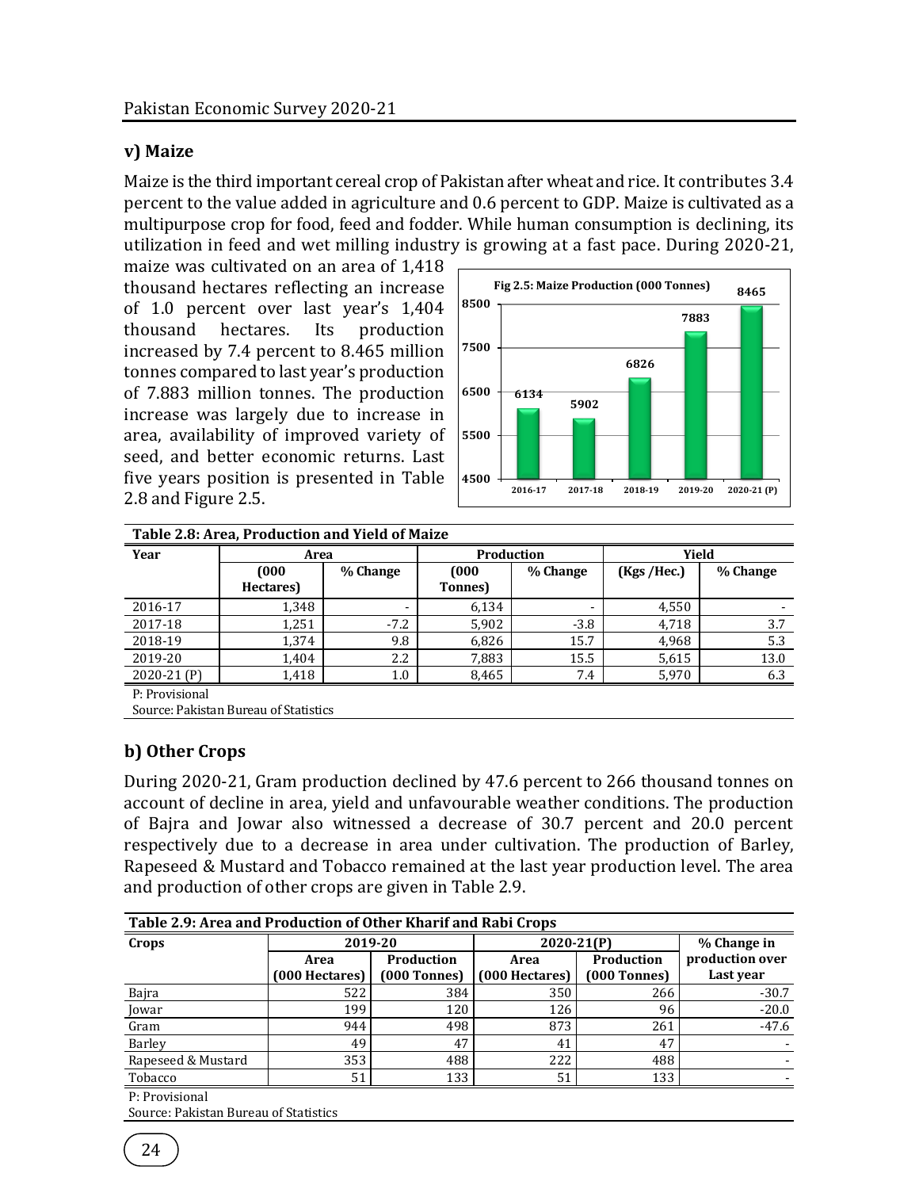### v) Maize

Maize is the third important cereal crop of Pakistan after wheat and rice. It contributes 3.4 percent to the value added in agriculture and 0.6 percent to GDP. Maize is cultivated as a multipurpose crop for food, feed and fodder. While human consumption is declining, its utilization in feed and wet milling industry is growing at a fast pace. During 2020-21, maize was cultivated on an area of 1,418 thousand hectares reflecting an increase of 1.0 percent over last year's 1,404 thousand hectares. Its production increased by 7.4 percent to 8.465 million tonnes compared to last year's production of 7.883 million tonnes. The production increase was largely due to increase in area, availability of improved variety of seed, and better economic returns. Last five years position is presented in Table 2.8 and Figure 2.5.

**Fig 2.5: Maize Production (000 Tonnes)**

| Year | Production |
|---|---|
| 2016-17 | 6134 |
| 2017-18 | 5902 |
| 2018-19 | 6826 |
| 2019-20 | 7883 |
| 2020-21 (P) | 8465 |

**Table 2.8: Area, Production and Yield of Maize**

| Year | Area | | Production | | Yield | |
|---|---|---|---|---|---|---|
| | (000 Hectares) | % Change | (000 Tonnes) | % Change | (Kgs /Hec.) | % Change |
| 2016-17 | 1,348 | - | 6,134 | - | 4,550 | - |
| 2017-18 | 1,251 | -7.2 | 5,902 | -3.8 | 4,718 | 3.7 |
| 2018-19 | 1,374 | 9.8 | 6,826 | 15.7 | 4,968 | 5.3 |
| 2019-20 | 1,404 | 2.2 | 7,883 | 15.5 | 5,615 | 13.0 |
| 2020-21 (P) | 1,418 | 1.0 | 8,465 | 7.4 | 5,970 | 6.3 |

P: Provisional

Source: Pakistan Bureau of Statistics

## b) Other Crops

During 2020-21, Gram production declined by 47.6 percent to 266 thousand tonnes on account of decline in area, yield and unfavourable weather conditions. The production of Bajra and Jowar also witnessed a decrease of 30.7 percent and 20.0 percent respectively due to a decrease in area under cultivation. The production of Barley, Rapeseed & Mustard and Tobacco remained at the last year production level. The area and production of other crops are given in Table 2.9.

**Table 2.9: Area and Production of Other Kharif and Rabi Crops**

| Crops | 2019-20 | | 2020-21(P) | | % Change in production over Last year |
|---|---|---|---|---|---|
| | Area (000 Hectares) | Production (000 Tonnes) | Area (000 Hectares) | Production (000 Tonnes) | |
| Bajra | 522 | 384 | 350 | 266 | -30.7 |
| Jowar | 199 | 120 | 126 | 96 | -20.0 |
| Gram | 944 | 498 | 873 | 261 | -47.6 |
| Barley | 49 | 47 | 41 | 47 | - |
| Rapeseed & Mustard | 353 | 488 | 222 | 488 | - |
| Tobacco | 51 | 133 | 51 | 133 | - |

P: Provisional

Source: Pakistan Bureau of Statistics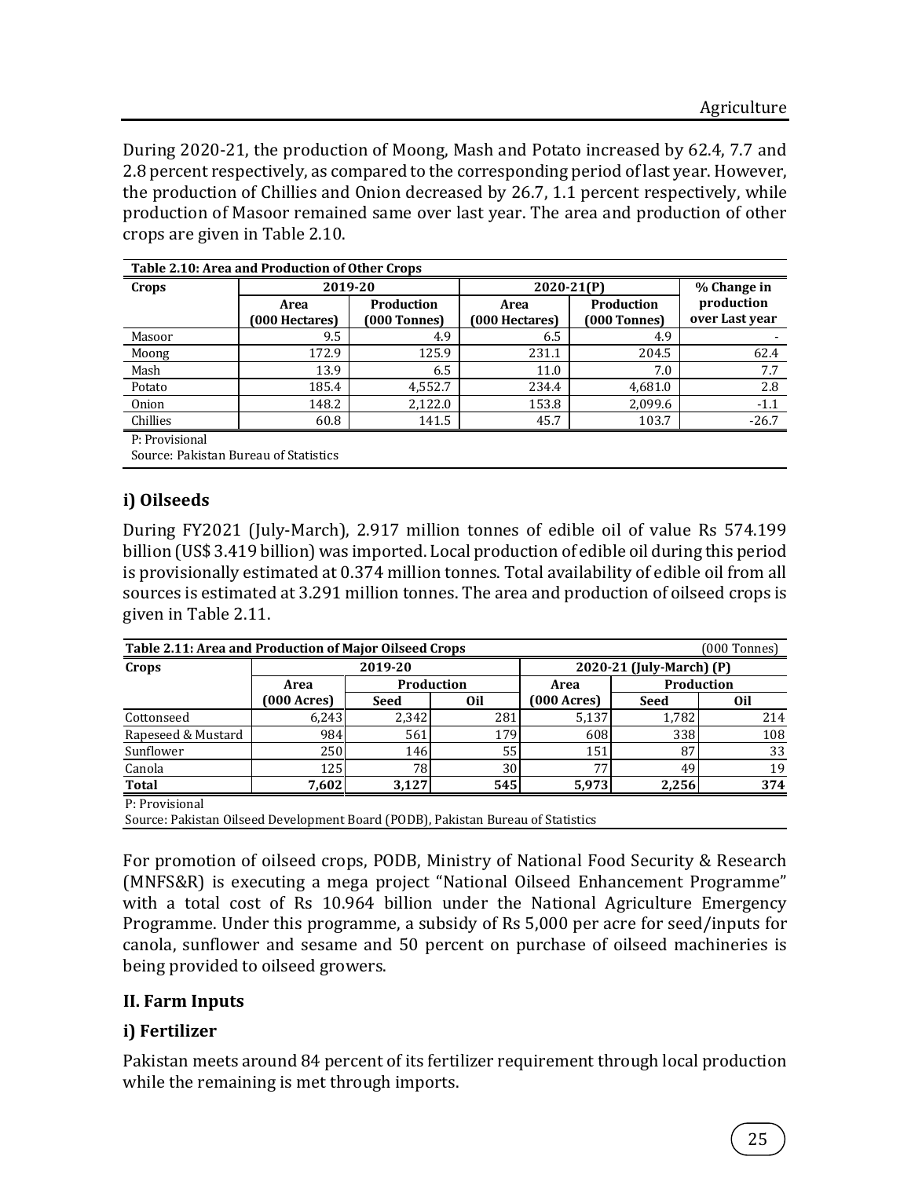During 2020-21, the production of Moong, Mash and Potato increased by 62.4, 7.7 and 2.8 percent respectively, as compared to the corresponding period of last year. However, the production of Chillies and Onion decreased by 26.7, 1.1 percent respectively, while production of Masoor remained same over last year. The area and production of other crops are given in Table 2.10.

**Table 2.10: Area and Production of Other Crops**

| Crops | 2019-20 | | 2020-21(P) | | % Change in production over Last year |
|---|---|---|---|---|---|
| | Area (000 Hectares) | Production (000 Tonnes) | Area (000 Hectares) | Production (000 Tonnes) | |
| Masoor | 9.5 | 4.9 | 6.5 | 4.9 | - |
| Moong | 172.9 | 125.9 | 231.1 | 204.5 | 62.4 |
| Mash | 13.9 | 6.5 | 11.0 | 7.0 | 7.7 |
| Potato | 185.4 | 4,552.7 | 234.4 | 4,681.0 | 2.8 |
| Onion | 148.2 | 2,122.0 | 153.8 | 2,099.6 | -1.1 |
| Chillies | 60.8 | 141.5 | 45.7 | 103.7 | -26.7 |

P: Provisional
Source: Pakistan Bureau of Statistics

## i) Oilseeds

During FY2021 (July-March), 2.917 million tonnes of edible oil of value Rs 574.199 billion (US$ 3.419 billion) was imported. Local production of edible oil during this period is provisionally estimated at 0.374 million tonnes. Total availability of edible oil from all sources is estimated at 3.291 million tonnes. The area and production of oilseed crops is given in Table 2.11.

**Table 2.11: Area and Production of Major Oilseed Crops** (000 Tonnes)

| Crops | 2019-20 | | | 2020-21 (July-March) (P) | | |
|---|---|---|---|---|---|---|
| | Area | Production | | Area | Production | |
| | (000 Acres) | Seed | Oil | (000 Acres) | Seed | Oil |
| Cottonseed | 6,243 | 2,342 | 281 | 5,137 | 1,782 | 214 |
| Rapeseed & Mustard | 984 | 561 | 179 | 608 | 338 | 108 |
| Sunflower | 250 | 146 | 55 | 151 | 87 | 33 |
| Canola | 125 | 78 | 30 | 77 | 49 | 19 |
| **Total** | **7,602** | **3,127** | **545** | **5,973** | **2,256** | **374** |

P: Provisional
Source: Pakistan Oilseed Development Board (PODB), Pakistan Bureau of Statistics

For promotion of oilseed crops, PODB, Ministry of National Food Security & Research (MNFS&R) is executing a mega project "National Oilseed Enhancement Programme" with a total cost of Rs 10.964 billion under the National Agriculture Emergency Programme. Under this programme, a subsidy of Rs 5,000 per acre for seed/inputs for canola, sunflower and sesame and 50 percent on purchase of oilseed machineries is being provided to oilseed growers.

## II. Farm Inputs

## i) Fertilizer

Pakistan meets around 84 percent of its fertilizer requirement through local production while the remaining is met through imports.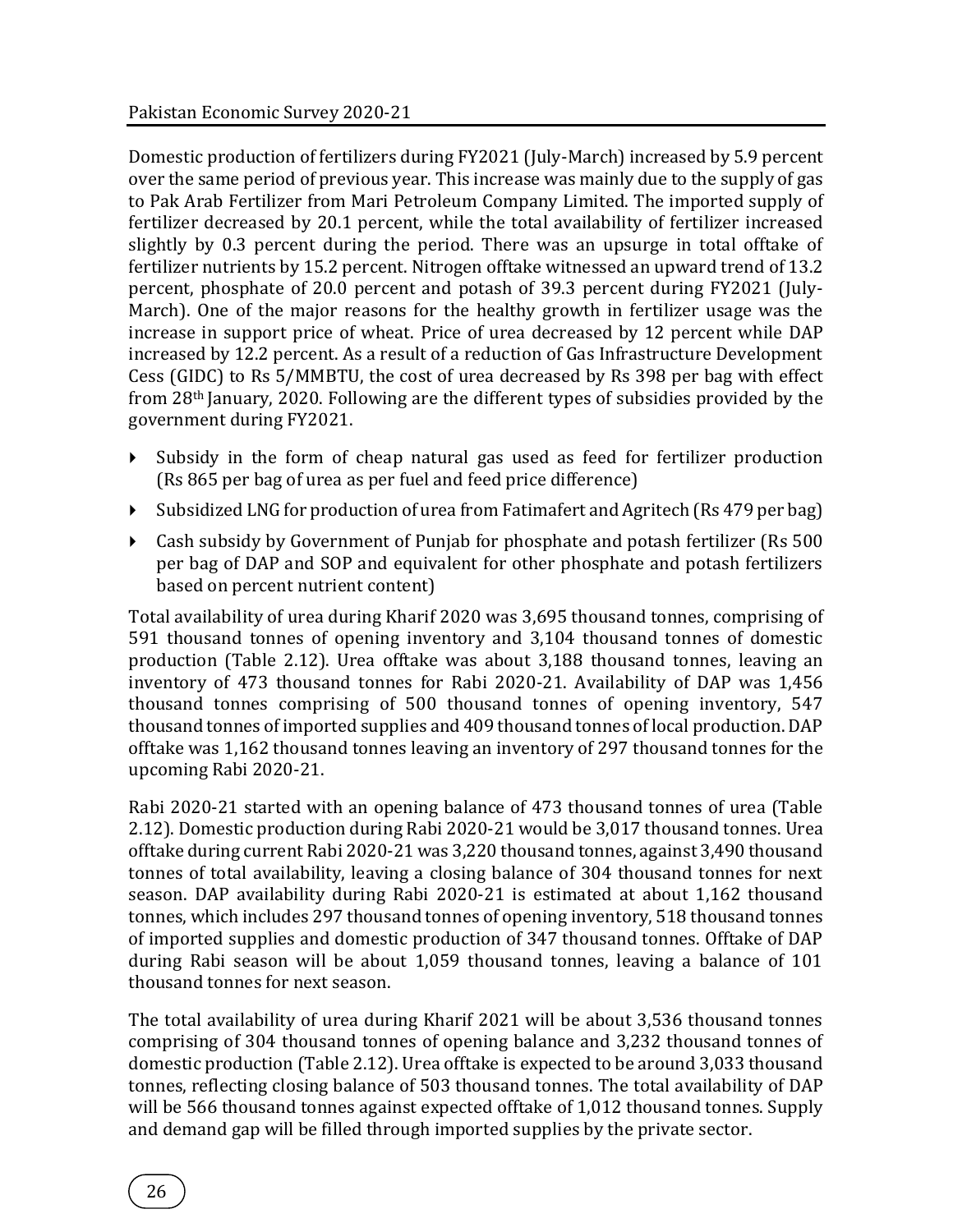Domestic production of fertilizers during FY2021 (July-March) increased by 5.9 percent over the same period of previous year. This increase was mainly due to the supply of gas to Pak Arab Fertilizer from Mari Petroleum Company Limited. The imported supply of fertilizer decreased by 20.1 percent, while the total availability of fertilizer increased slightly by 0.3 percent during the period. There was an upsurge in total offtake of fertilizer nutrients by 15.2 percent. Nitrogen offtake witnessed an upward trend of 13.2 percent, phosphate of 20.0 percent and potash of 39.3 percent during FY2021 (July-March). One of the major reasons for the healthy growth in fertilizer usage was the increase in support price of wheat. Price of urea decreased by 12 percent while DAP increased by 12.2 percent. As a result of a reduction of Gas Infrastructure Development Cess (GIDC) to Rs 5/MMBTU, the cost of urea decreased by Rs 398 per bag with effect from 28th January, 2020. Following are the different types of subsidies provided by the government during FY2021.

- Subsidy in the form of cheap natural gas used as feed for fertilizer production (Rs 865 per bag of urea as per fuel and feed price difference)
- Subsidized LNG for production of urea from Fatimafert and Agritech (Rs 479 per bag)
- Cash subsidy by Government of Punjab for phosphate and potash fertilizer (Rs 500 per bag of DAP and SOP and equivalent for other phosphate and potash fertilizers based on percent nutrient content)

Total availability of urea during Kharif 2020 was 3,695 thousand tonnes, comprising of 591 thousand tonnes of opening inventory and 3,104 thousand tonnes of domestic production (Table 2.12). Urea offtake was about 3,188 thousand tonnes, leaving an inventory of 473 thousand tonnes for Rabi 2020-21. Availability of DAP was 1,456 thousand tonnes comprising of 500 thousand tonnes of opening inventory, 547 thousand tonnes of imported supplies and 409 thousand tonnes of local production. DAP offtake was 1,162 thousand tonnes leaving an inventory of 297 thousand tonnes for the upcoming Rabi 2020-21.

Rabi 2020-21 started with an opening balance of 473 thousand tonnes of urea (Table 2.12). Domestic production during Rabi 2020-21 would be 3,017 thousand tonnes. Urea offtake during current Rabi 2020-21 was 3,220 thousand tonnes, against 3,490 thousand tonnes of total availability, leaving a closing balance of 304 thousand tonnes for next season. DAP availability during Rabi 2020-21 is estimated at about 1,162 thousand tonnes, which includes 297 thousand tonnes of opening inventory, 518 thousand tonnes of imported supplies and domestic production of 347 thousand tonnes. Offtake of DAP during Rabi season will be about 1,059 thousand tonnes, leaving a balance of 101 thousand tonnes for next season.

The total availability of urea during Kharif 2021 will be about 3,536 thousand tonnes comprising of 304 thousand tonnes of opening balance and 3,232 thousand tonnes of domestic production (Table 2.12). Urea offtake is expected to be around 3,033 thousand tonnes, reflecting closing balance of 503 thousand tonnes. The total availability of DAP will be 566 thousand tonnes against expected offtake of 1,012 thousand tonnes. Supply and demand gap will be filled through imported supplies by the private sector.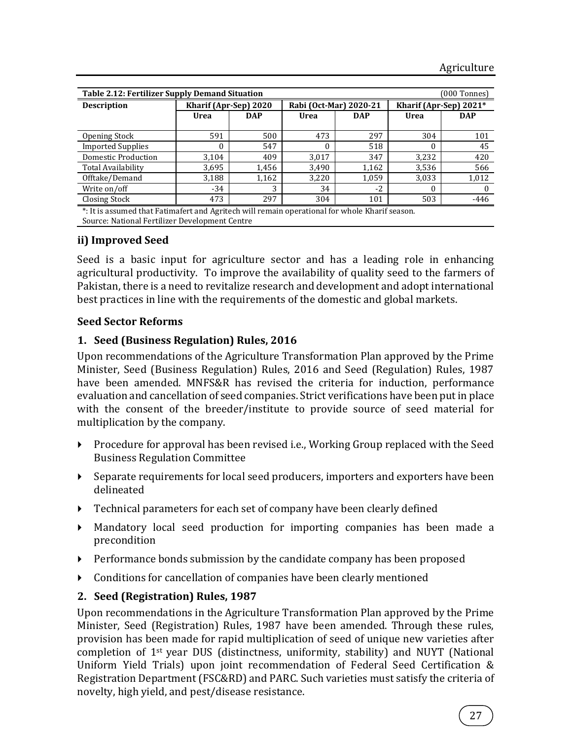**Table 2.12: Fertilizer Supply Demand Situation** (000 Tonnes)

| Description | Kharif (Apr-Sep) 2020 | | Rabi (Oct-Mar) 2020-21 | | Kharif (Apr-Sep) 2021* | |
|---|---|---|---|---|---|---|
| | Urea | DAP | Urea | DAP | Urea | DAP |
| Opening Stock | 591 | 500 | 473 | 297 | 304 | 101 |
| Imported Supplies | 0 | 547 | 0 | 518 | 0 | 45 |
| Domestic Production | 3,104 | 409 | 3,017 | 347 | 3,232 | 420 |
| Total Availability | 3,695 | 1,456 | 3,490 | 1,162 | 3,536 | 566 |
| Offtake/Demand | 3,188 | 1,162 | 3,220 | 1,059 | 3,033 | 1,012 |
| Write on/off | -34 | 3 | 34 | -2 | 0 | 0 |
| Closing Stock | 473 | 297 | 304 | 101 | 503 | -446 |

*: It is assumed that Fatimafert and Agritech will remain operational for whole Kharif season.
Source: National Fertilizer Development Centre

### ii) Improved Seed

Seed is a basic input for agriculture sector and has a leading role in enhancing agricultural productivity. To improve the availability of quality seed to the farmers of Pakistan, there is a need to revitalize research and development and adopt international best practices in line with the requirements of the domestic and global markets.

### Seed Sector Reforms

#### 1. Seed (Business Regulation) Rules, 2016

Upon recommendations of the Agriculture Transformation Plan approved by the Prime Minister, Seed (Business Regulation) Rules, 2016 and Seed (Regulation) Rules, 1987 have been amended. MNFS&R has revised the criteria for induction, performance evaluation and cancellation of seed companies. Strict verifications have been put in place with the consent of the breeder/institute to provide source of seed material for multiplication by the company.

- Procedure for approval has been revised i.e., Working Group replaced with the Seed Business Regulation Committee
- Separate requirements for local seed producers, importers and exporters have been delineated
- Technical parameters for each set of company have been clearly defined
- Mandatory local seed production for importing companies has been made a precondition
- Performance bonds submission by the candidate company has been proposed
- Conditions for cancellation of companies have been clearly mentioned

#### 2. Seed (Registration) Rules, 1987

Upon recommendations in the Agriculture Transformation Plan approved by the Prime Minister, Seed (Registration) Rules, 1987 have been amended. Through these rules, provision has been made for rapid multiplication of seed of unique new varieties after completion of 1st year DUS (distinctness, uniformity, stability) and NUYT (National Uniform Yield Trials) upon joint recommendation of Federal Seed Certification & Registration Department (FSC&RD) and PARC. Such varieties must satisfy the criteria of novelty, high yield, and pest/disease resistance.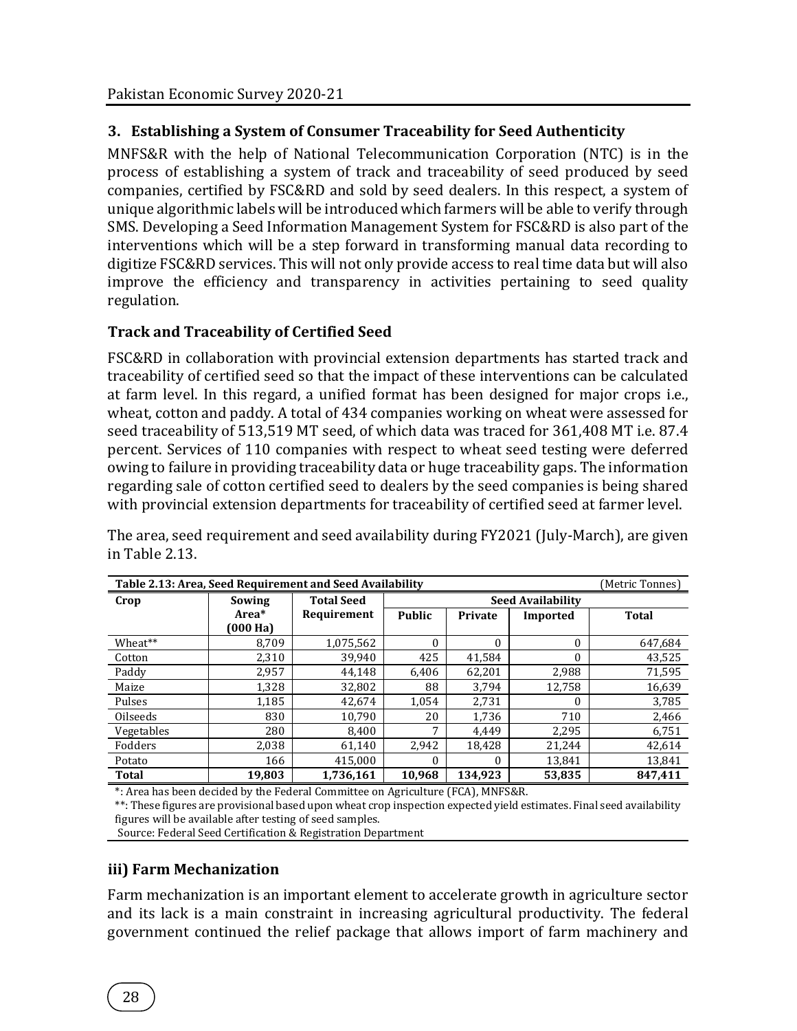### 3. Establishing a System of Consumer Traceability for Seed Authenticity

MNFS&R with the help of National Telecommunication Corporation (NTC) is in the process of establishing a system of track and traceability of seed produced by seed companies, certified by FSC&RD and sold by seed dealers. In this respect, a system of unique algorithmic labels will be introduced which farmers will be able to verify through SMS. Developing a Seed Information Management System for FSC&RD is also part of the interventions which will be a step forward in transforming manual data recording to digitize FSC&RD services. This will not only provide access to real time data but will also improve the efficiency and transparency in activities pertaining to seed quality regulation.

#### Track and Traceability of Certified Seed

FSC&RD in collaboration with provincial extension departments has started track and traceability of certified seed so that the impact of these interventions can be calculated at farm level. In this regard, a unified format has been designed for major crops i.e., wheat, cotton and paddy. A total of 434 companies working on wheat were assessed for seed traceability of 513,519 MT seed, of which data was traced for 361,408 MT i.e. 87.4 percent. Services of 110 companies with respect to wheat seed testing were deferred owing to failure in providing traceability data or huge traceability gaps. The information regarding sale of cotton certified seed to dealers by the seed companies is being shared with provincial extension departments for traceability of certified seed at farmer level.

The area, seed requirement and seed availability during FY2021 (July-March), are given in Table 2.13.

**Table 2.13: Area, Seed Requirement and Seed Availability** (Metric Tonnes)

| Crop | Sowing Area* (000 Ha) | Total Seed Requirement | Seed Availability | | | |
|---|---|---|---|---|---|---|
| | | | Public | Private | Imported | Total |
| Wheat** | 8,709 | 1,075,562 | 0 | 0 | 0 | 647,684 |
| Cotton | 2,310 | 39,940 | 425 | 41,584 | 0 | 43,525 |
| Paddy | 2,957 | 44,148 | 6,406 | 62,201 | 2,988 | 71,595 |
| Maize | 1,328 | 32,802 | 88 | 3,794 | 12,758 | 16,639 |
| Pulses | 1,185 | 42,674 | 1,054 | 2,731 | 0 | 3,785 |
| Oilseeds | 830 | 10,790 | 20 | 1,736 | 710 | 2,466 |
| Vegetables | 280 | 8,400 | 7 | 4,449 | 2,295 | 6,751 |
| Fodders | 2,038 | 61,140 | 2,942 | 18,428 | 21,244 | 42,614 |
| Potato | 166 | 415,000 | 0 | 0 | 13,841 | 13,841 |
| **Total** | **19,803** | **1,736,161** | **10,968** | **134,923** | **53,835** | **847,411** |

*: Area has been decided by the Federal Committee on Agriculture (FCA), MNFS&R.
**: These figures are provisional based upon wheat crop inspection expected yield estimates. Final seed availability figures will be available after testing of seed samples.
Source: Federal Seed Certification & Registration Department

### iii) Farm Mechanization

Farm mechanization is an important element to accelerate growth in agriculture sector and its lack is a main constraint in increasing agricultural productivity. The federal government continued the relief package that allows import of farm machinery and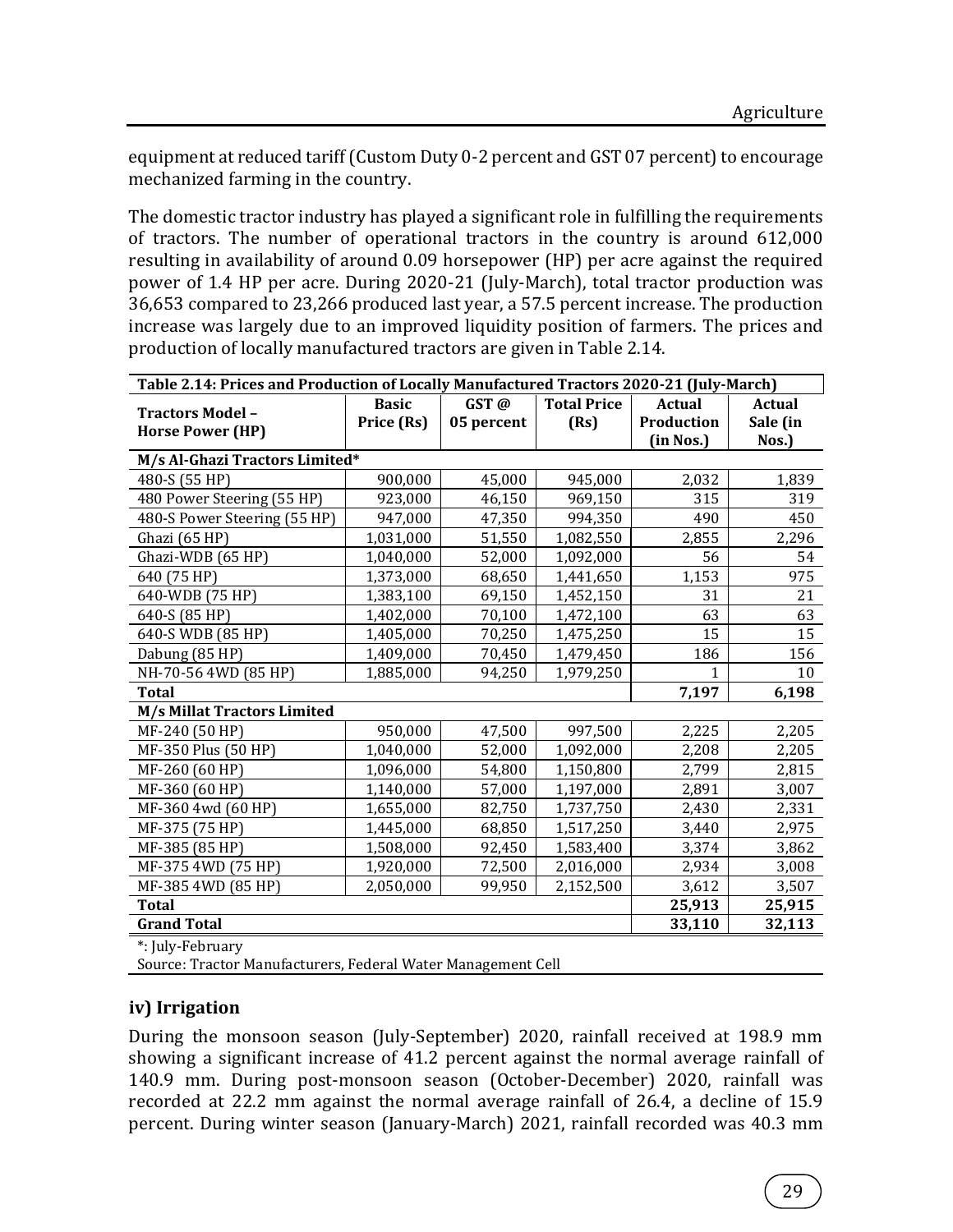equipment at reduced tariff (Custom Duty 0-2 percent and GST 07 percent) to encourage mechanized farming in the country.

The domestic tractor industry has played a significant role in fulfilling the requirements of tractors. The number of operational tractors in the country is around 612,000 resulting in availability of around 0.09 horsepower (HP) per acre against the required power of 1.4 HP per acre. During 2020-21 (July-March), total tractor production was 36,653 compared to 23,266 produced last year, a 57.5 percent increase. The production increase was largely due to an improved liquidity position of farmers. The prices and production of locally manufactured tractors are given in Table 2.14.

| Table 2.14: Prices and Production of Locally Manufactured Tractors 2020-21 (July-March) | | | | | |
|---|---|---|---|---|---|
| **Tractors Model – Horse Power (HP)** | **Basic Price (Rs)** | **GST @ 05 percent** | **Total Price (Rs)** | **Actual Production (in Nos.)** | **Actual Sale (in Nos.)** |
| **M/s Al-Ghazi Tractors Limited*** | | | | | |
| 480-S (55 HP) | 900,000 | 45,000 | 945,000 | 2,032 | 1,839 |
| 480 Power Steering (55 HP) | 923,000 | 46,150 | 969,150 | 315 | 319 |
| 480-S Power Steering (55 HP) | 947,000 | 47,350 | 994,350 | 490 | 450 |
| Ghazi (65 HP) | 1,031,000 | 51,550 | 1,082,550 | 2,855 | 2,296 |
| Ghazi-WDB (65 HP) | 1,040,000 | 52,000 | 1,092,000 | 56 | 54 |
| 640 (75 HP) | 1,373,000 | 68,650 | 1,441,650 | 1,153 | 975 |
| 640-WDB (75 HP) | 1,383,100 | 69,150 | 1,452,150 | 31 | 21 |
| 640-S (85 HP) | 1,402,000 | 70,100 | 1,472,100 | 63 | 63 |
| 640-S WDB (85 HP) | 1,405,000 | 70,250 | 1,475,250 | 15 | 15 |
| Dabung (85 HP) | 1,409,000 | 70,450 | 1,479,450 | 186 | 156 |
| NH-70-56 4WD (85 HP) | 1,885,000 | 94,250 | 1,979,250 | 1 | 10 |
| **Total** | | | | **7,197** | **6,198** |
| **M/s Millat Tractors Limited** | | | | | |
| MF-240 (50 HP) | 950,000 | 47,500 | 997,500 | 2,225 | 2,205 |
| MF-350 Plus (50 HP) | 1,040,000 | 52,000 | 1,092,000 | 2,208 | 2,205 |
| MF-260 (60 HP) | 1,096,000 | 54,800 | 1,150,800 | 2,799 | 2,815 |
| MF-360 (60 HP) | 1,140,000 | 57,000 | 1,197,000 | 2,891 | 3,007 |
| MF-360 4wd (60 HP) | 1,655,000 | 82,750 | 1,737,750 | 2,430 | 2,331 |
| MF-375 (75 HP) | 1,445,000 | 68,850 | 1,517,250 | 3,440 | 2,975 |
| MF-385 (85 HP) | 1,508,000 | 92,450 | 1,583,400 | 3,374 | 3,862 |
| MF-375 4WD (75 HP) | 1,920,000 | 72,500 | 2,016,000 | 2,934 | 3,008 |
| MF-385 4WD (85 HP) | 2,050,000 | 99,950 | 2,152,500 | 3,612 | 3,507 |
| **Total** | | | | **25,913** | **25,915** |
| **Grand Total** | | | | **33,110** | **32,113** |

*: July-February

Source: Tractor Manufacturers, Federal Water Management Cell

### iv) Irrigation

During the monsoon season (July-September) 2020, rainfall received at 198.9 mm showing a significant increase of 41.2 percent against the normal average rainfall of 140.9 mm. During post-monsoon season (October-December) 2020, rainfall was recorded at 22.2 mm against the normal average rainfall of 26.4, a decline of 15.9 percent. During winter season (January-March) 2021, rainfall recorded was 40.3 mm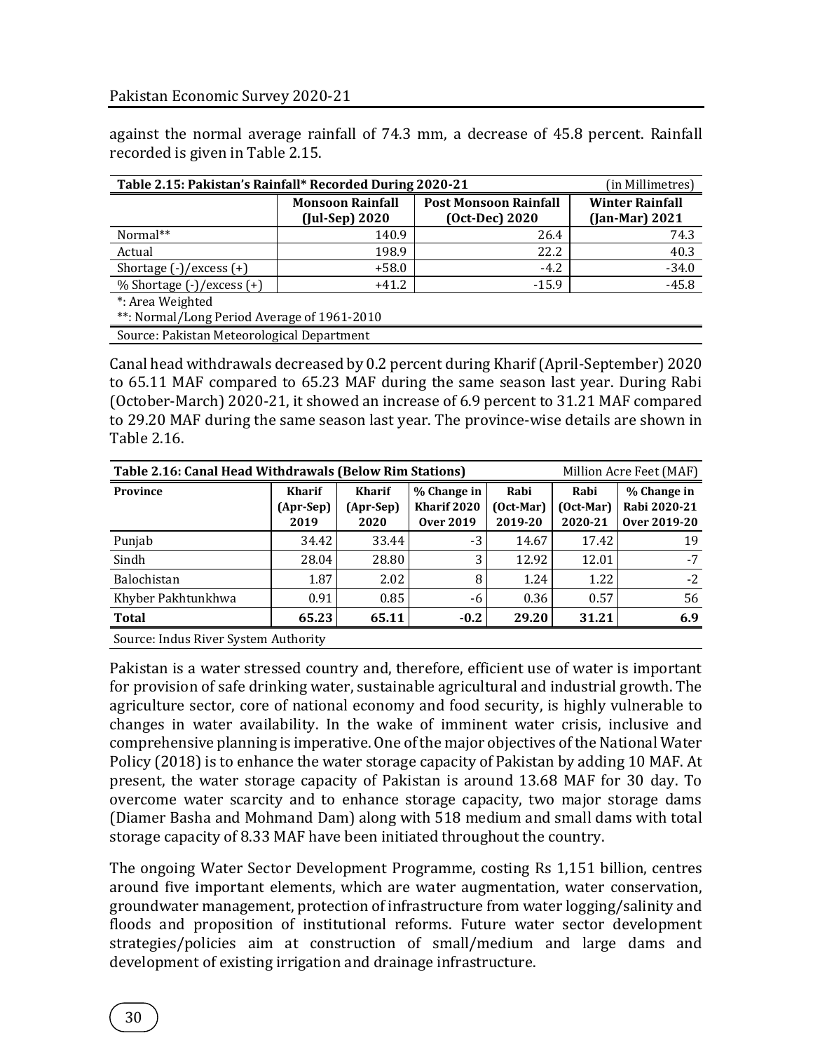against the normal average rainfall of 74.3 mm, a decrease of 45.8 percent. Rainfall recorded is given in Table 2.15.

**Table 2.15: Pakistan's Rainfall* Recorded During 2020-21** (in Millimetres)

| | Monsoon Rainfall (Jul-Sep) 2020 | Post Monsoon Rainfall (Oct-Dec) 2020 | Winter Rainfall (Jan-Mar) 2021 |
|---|---|---|---|
| Normal** | 140.9 | 26.4 | 74.3 |
| Actual | 198.9 | 22.2 | 40.3 |
| Shortage (-)/excess (+) | +58.0 | -4.2 | -34.0 |
| % Shortage (-)/excess (+) | +41.2 | -15.9 | -45.8 |

*: Area Weighted
**: Normal/Long Period Average of 1961-2010

Source: Pakistan Meteorological Department

Canal head withdrawals decreased by 0.2 percent during Kharif (April-September) 2020 to 65.11 MAF compared to 65.23 MAF during the same season last year. During Rabi (October-March) 2020-21, it showed an increase of 6.9 percent to 31.21 MAF compared to 29.20 MAF during the same season last year. The province-wise details are shown in Table 2.16.

**Table 2.16: Canal Head Withdrawals (Below Rim Stations)** Million Acre Feet (MAF)

| Province | Kharif (Apr-Sep) 2019 | Kharif (Apr-Sep) 2020 | % Change in Kharif 2020 Over 2019 | Rabi (Oct-Mar) 2019-20 | Rabi (Oct-Mar) 2020-21 | % Change in Rabi 2020-21 Over 2019-20 |
|---|---|---|---|---|---|---|
| Punjab | 34.42 | 33.44 | -3 | 14.67 | 17.42 | 19 |
| Sindh | 28.04 | 28.80 | 3 | 12.92 | 12.01 | -7 |
| Balochistan | 1.87 | 2.02 | 8 | 1.24 | 1.22 | -2 |
| Khyber Pakhtunkhwa | 0.91 | 0.85 | -6 | 0.36 | 0.57 | 56 |
| **Total** | **65.23** | **65.11** | **-0.2** | **29.20** | **31.21** | **6.9** |

Source: Indus River System Authority

Pakistan is a water stressed country and, therefore, efficient use of water is important for provision of safe drinking water, sustainable agricultural and industrial growth. The agriculture sector, core of national economy and food security, is highly vulnerable to changes in water availability. In the wake of imminent water crisis, inclusive and comprehensive planning is imperative. One of the major objectives of the National Water Policy (2018) is to enhance the water storage capacity of Pakistan by adding 10 MAF. At present, the water storage capacity of Pakistan is around 13.68 MAF for 30 day. To overcome water scarcity and to enhance storage capacity, two major storage dams (Diamer Basha and Mohmand Dam) along with 518 medium and small dams with total storage capacity of 8.33 MAF have been initiated throughout the country.

The ongoing Water Sector Development Programme, costing Rs 1,151 billion, centres around five important elements, which are water augmentation, water conservation, groundwater management, protection of infrastructure from water logging/salinity and floods and proposition of institutional reforms. Future water sector development strategies/policies aim at construction of small/medium and large dams and development of existing irrigation and drainage infrastructure.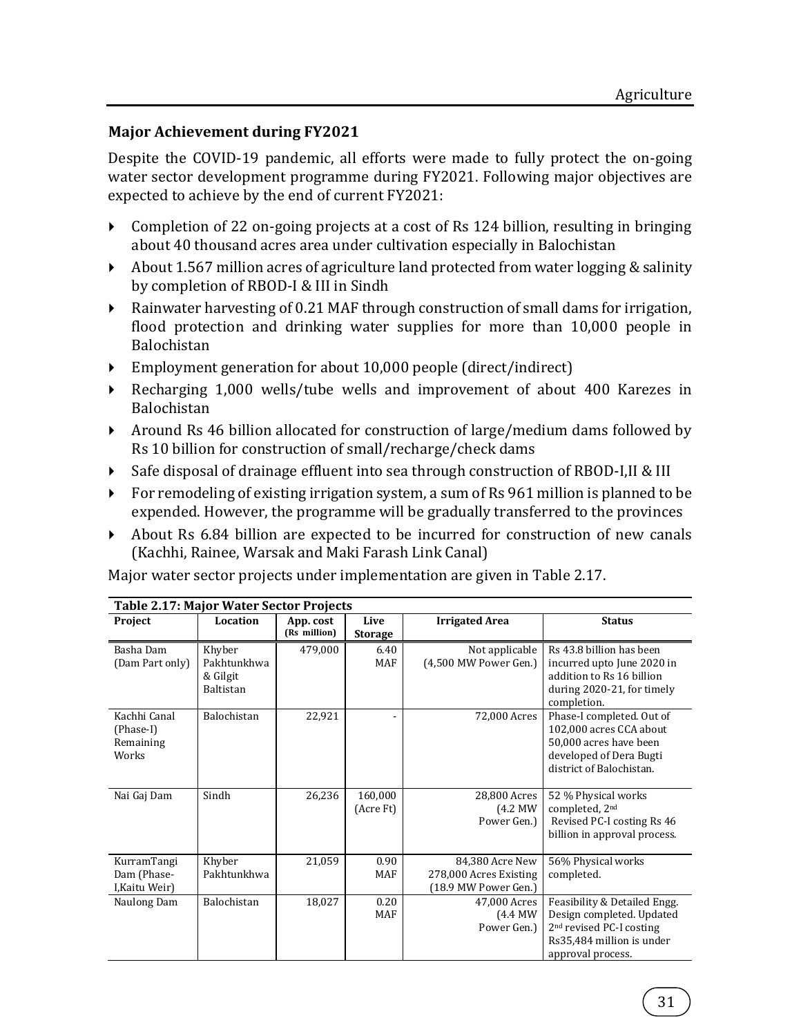## Major Achievement during FY2021

Despite the COVID-19 pandemic, all efforts were made to fully protect the on-going water sector development programme during FY2021. Following major objectives are expected to achieve by the end of current FY2021:

- Completion of 22 on-going projects at a cost of Rs 124 billion, resulting in bringing about 40 thousand acres area under cultivation especially in Balochistan
- About 1.567 million acres of agriculture land protected from water logging & salinity by completion of RBOD-I & III in Sindh
- Rainwater harvesting of 0.21 MAF through construction of small dams for irrigation, flood protection and drinking water supplies for more than 10,000 people in Balochistan
- Employment generation for about 10,000 people (direct/indirect)
- Recharging 1,000 wells/tube wells and improvement of about 400 Karezes in Balochistan
- Around Rs 46 billion allocated for construction of large/medium dams followed by Rs 10 billion for construction of small/recharge/check dams
- Safe disposal of drainage effluent into sea through construction of RBOD-I,II & III
- For remodeling of existing irrigation system, a sum of Rs 961 million is planned to be expended. However, the programme will be gradually transferred to the provinces
- About Rs 6.84 billion are expected to be incurred for construction of new canals (Kachhi, Rainee, Warsak and Maki Farash Link Canal)

Major water sector projects under implementation are given in Table 2.17.

**Table 2.17: Major Water Sector Projects**

| Project | Location | App. cost (Rs million) | Live Storage | Irrigated Area | Status |
|---|---|---|---|---|---|
| Basha Dam (Dam Part only) | Khyber Pakhtunkhwa & Gilgit Baltistan | 479,000 | 6.40 MAF | Not applicable (4,500 MW Power Gen.) | Rs 43.8 billion has been incurred upto June 2020 in addition to Rs 16 billion during 2020-21, for timely completion. |
| Kachhi Canal (Phase-I) Remaining Works | Balochistan | 22,921 | - | 72,000 Acres | Phase-I completed. Out of 102,000 acres CCA about 50,000 acres have been developed of Dera Bugti district of Balochistan. |
| Nai Gaj Dam | Sindh | 26,236 | 160,000 (Acre Ft) | 28,800 Acres (4.2 MW Power Gen.) | 52 % Physical works completed, 2nd Revised PC-I costing Rs 46 billion in approval process. |
| KurramTangi Dam (Phase-I,Kaitu Weir) | Khyber Pakhtunkhwa | 21,059 | 0.90 MAF | 84,380 Acre New 278,000 Acres Existing (18.9 MW Power Gen.) | 56% Physical works completed. |
| Naulong Dam | Balochistan | 18,027 | 0.20 MAF | 47,000 Acres (4.4 MW Power Gen.) | Feasibility & Detailed Engg. Design completed. Updated 2nd revised PC-I costing Rs35,484 million is under approval process. |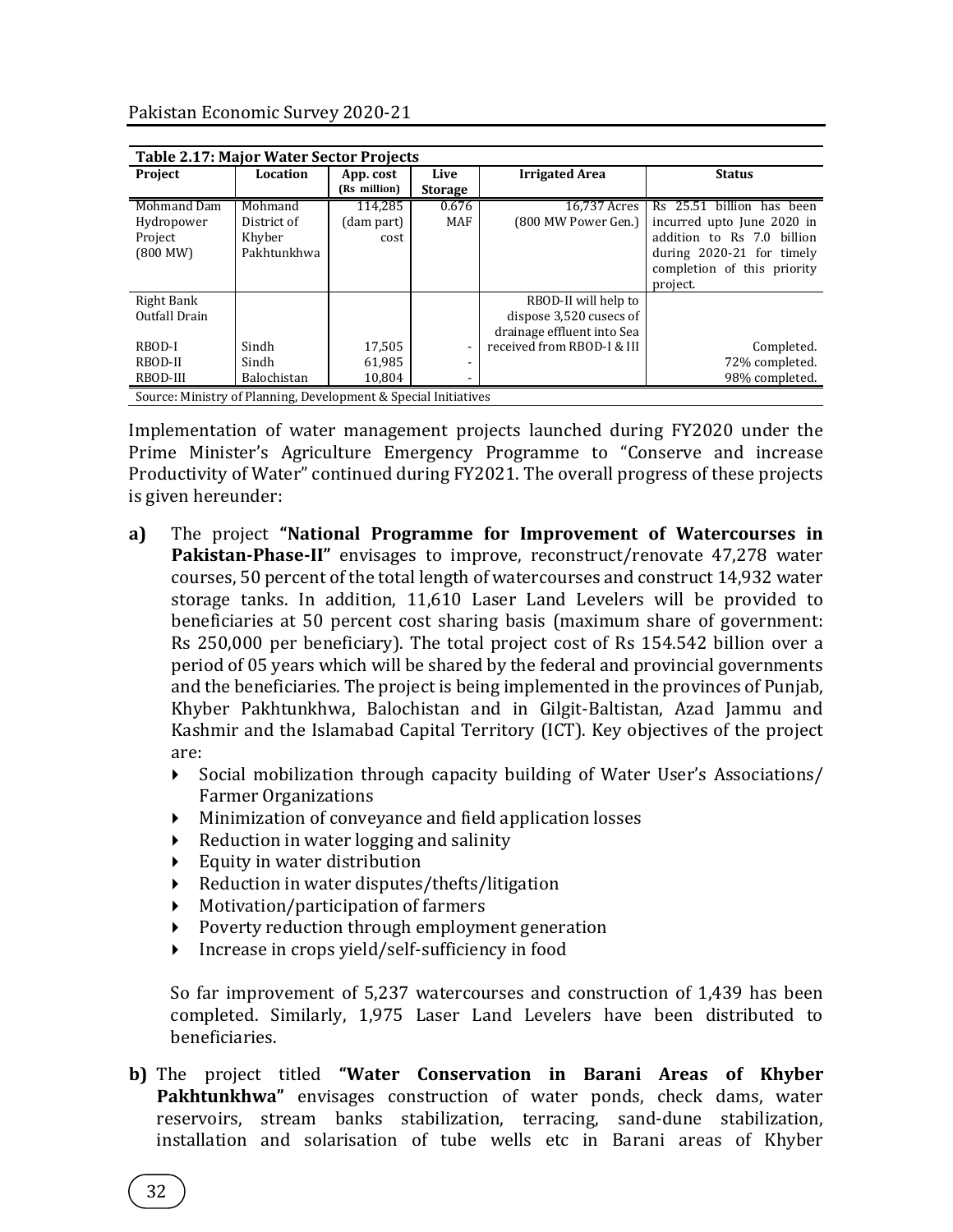**Table 2.17: Major Water Sector Projects**

| Project | Location | App. cost (Rs million) | Live Storage | Irrigated Area | Status |
|---|---|---|---|---|---|
| Mohmand Dam Hydropower Project (800 MW) | Mohmand District of Khyber Pakhtunkhwa | 114,285 (dam part) cost | 0.676 MAF | 16,737 Acres (800 MW Power Gen.) | Rs 25.51 billion has been incurred upto June 2020 in addition to Rs 7.0 billion during 2020-21 for timely completion of this priority project. |
| Right Bank Outfall Drain | | | | RBOD-II will help to dispose 3,520 cusecs of drainage effluent into Sea received from RBOD-I & III | |
| RBOD-I | Sindh | 17,505 | - | | Completed. |
| RBOD-II | Sindh | 61,985 | - | | 72% completed. |
| RBOD-III | Balochistan | 10,804 | - | | 98% completed. |

Source: Ministry of Planning, Development & Special Initiatives

Implementation of water management projects launched during FY2020 under the Prime Minister's Agriculture Emergency Programme to "Conserve and increase Productivity of Water" continued during FY2021. The overall progress of these projects is given hereunder:

**a)** The project **"National Programme for Improvement of Watercourses in Pakistan-Phase-II"** envisages to improve, reconstruct/renovate 47,278 water courses, 50 percent of the total length of watercourses and construct 14,932 water storage tanks. In addition, 11,610 Laser Land Levelers will be provided to beneficiaries at 50 percent cost sharing basis (maximum share of government: Rs 250,000 per beneficiary). The total project cost of Rs 154.542 billion over a period of 05 years which will be shared by the federal and provincial governments and the beneficiaries. The project is being implemented in the provinces of Punjab, Khyber Pakhtunkhwa, Balochistan and in Gilgit-Baltistan, Azad Jammu and Kashmir and the Islamabad Capital Territory (ICT). Key objectives of the project are:

- Social mobilization through capacity building of Water User's Associations/ Farmer Organizations
- Minimization of conveyance and field application losses
- Reduction in water logging and salinity
- Equity in water distribution
- Reduction in water disputes/thefts/litigation
- Motivation/participation of farmers
- Poverty reduction through employment generation
- Increase in crops yield/self-sufficiency in food

So far improvement of 5,237 watercourses and construction of 1,439 has been completed. Similarly, 1,975 Laser Land Levelers have been distributed to beneficiaries.

**b)** The project titled **"Water Conservation in Barani Areas of Khyber Pakhtunkhwa"** envisages construction of water ponds, check dams, water reservoirs, stream banks stabilization, terracing, sand-dune stabilization, installation and solarisation of tube wells etc in Barani areas of Khyber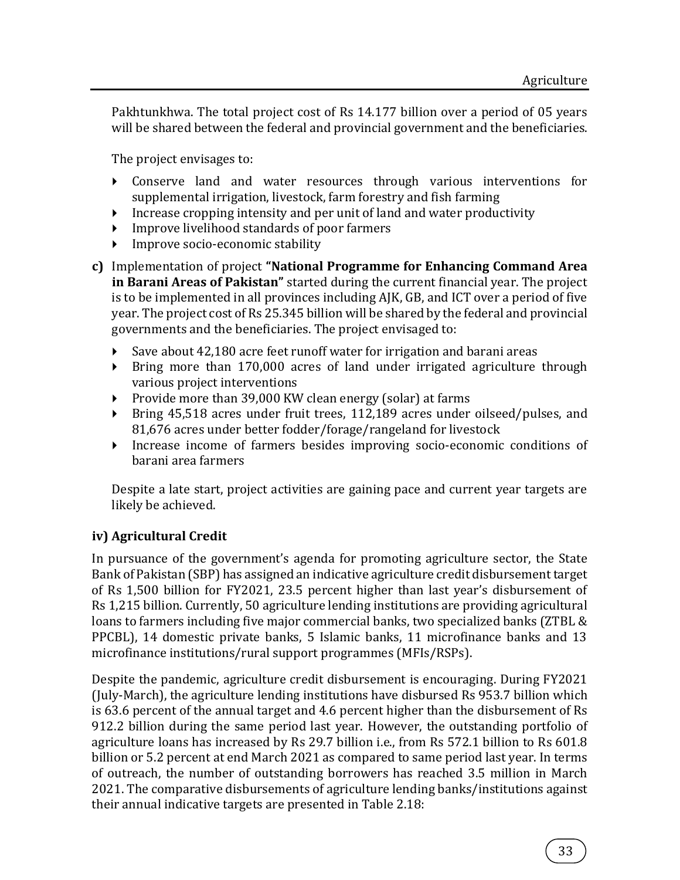Pakhtunkhwa. The total project cost of Rs 14.177 billion over a period of 05 years will be shared between the federal and provincial government and the beneficiaries.

The project envisages to:

- Conserve land and water resources through various interventions for supplemental irrigation, livestock, farm forestry and fish farming
- Increase cropping intensity and per unit of land and water productivity
- Improve livelihood standards of poor farmers
- Improve socio-economic stability

**c)** Implementation of project **"National Programme for Enhancing Command Area in Barani Areas of Pakistan"** started during the current financial year. The project is to be implemented in all provinces including AJK, GB, and ICT over a period of five year. The project cost of Rs 25.345 billion will be shared by the federal and provincial governments and the beneficiaries. The project envisaged to:

- Save about 42,180 acre feet runoff water for irrigation and barani areas
- Bring more than 170,000 acres of land under irrigated agriculture through various project interventions
- Provide more than 39,000 KW clean energy (solar) at farms
- Bring 45,518 acres under fruit trees, 112,189 acres under oilseed/pulses, and 81,676 acres under better fodder/forage/rangeland for livestock
- Increase income of farmers besides improving socio-economic conditions of barani area farmers

Despite a late start, project activities are gaining pace and current year targets are likely be achieved.

### iv) Agricultural Credit

In pursuance of the government's agenda for promoting agriculture sector, the State Bank of Pakistan (SBP) has assigned an indicative agriculture credit disbursement target of Rs 1,500 billion for FY2021, 23.5 percent higher than last year's disbursement of Rs 1,215 billion. Currently, 50 agriculture lending institutions are providing agricultural loans to farmers including five major commercial banks, two specialized banks (ZTBL & PPCBL), 14 domestic private banks, 5 Islamic banks, 11 microfinance banks and 13 microfinance institutions/rural support programmes (MFIs/RSPs).

Despite the pandemic, agriculture credit disbursement is encouraging. During FY2021 (July-March), the agriculture lending institutions have disbursed Rs 953.7 billion which is 63.6 percent of the annual target and 4.6 percent higher than the disbursement of Rs 912.2 billion during the same period last year. However, the outstanding portfolio of agriculture loans has increased by Rs 29.7 billion i.e., from Rs 572.1 billion to Rs 601.8 billion or 5.2 percent at end March 2021 as compared to same period last year. In terms of outreach, the number of outstanding borrowers has reached 3.5 million in March 2021. The comparative disbursements of agriculture lending banks/institutions against their annual indicative targets are presented in Table 2.18: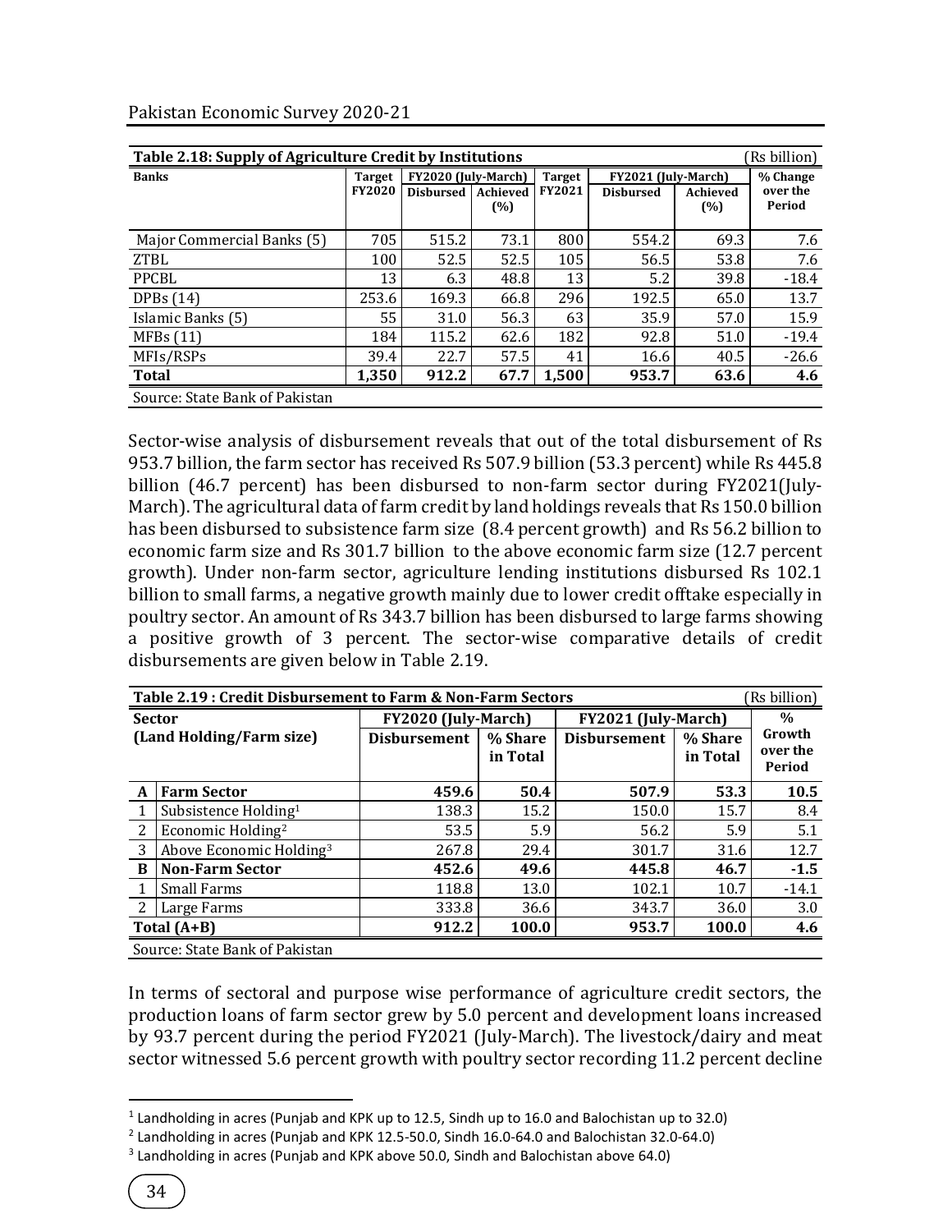**Table 2.18: Supply of Agriculture Credit by Institutions** (Rs billion)

| Banks | Target FY2020 | FY2020 (July-March) | | Target FY2021 | FY2021 (July-March) | | % Change over the Period |
|---|---|---|---|---|---|---|---|
| | | Disbursed | Achieved (%) | | Disbursed | Achieved (%) | |
| Major Commercial Banks (5) | 705 | 515.2 | 73.1 | 800 | 554.2 | 69.3 | 7.6 |
| ZTBL | 100 | 52.5 | 52.5 | 105 | 56.5 | 53.8 | 7.6 |
| PPCBL | 13 | 6.3 | 48.8 | 13 | 5.2 | 39.8 | -18.4 |
| DPBs (14) | 253.6 | 169.3 | 66.8 | 296 | 192.5 | 65.0 | 13.7 |
| Islamic Banks (5) | 55 | 31.0 | 56.3 | 63 | 35.9 | 57.0 | 15.9 |
| MFBs (11) | 184 | 115.2 | 62.6 | 182 | 92.8 | 51.0 | -19.4 |
| MFIs/RSPs | 39.4 | 22.7 | 57.5 | 41 | 16.6 | 40.5 | -26.6 |
| **Total** | **1,350** | **912.2** | **67.7** | **1,500** | **953.7** | **63.6** | **4.6** |

Source: State Bank of Pakistan

Sector-wise analysis of disbursement reveals that out of the total disbursement of Rs 953.7 billion, the farm sector has received Rs 507.9 billion (53.3 percent) while Rs 445.8 billion (46.7 percent) has been disbursed to non-farm sector during FY2021(July-March). The agricultural data of farm credit by land holdings reveals that Rs 150.0 billion has been disbursed to subsistence farm size (8.4 percent growth) and Rs 56.2 billion to economic farm size and Rs 301.7 billion to the above economic farm size (12.7 percent growth). Under non-farm sector, agriculture lending institutions disbursed Rs 102.1 billion to small farms, a negative growth mainly due to lower credit offtake especially in poultry sector. An amount of Rs 343.7 billion has been disbursed to large farms showing a positive growth of 3 percent. The sector-wise comparative details of credit disbursements are given below in Table 2.19.

**Table 2.19 : Credit Disbursement to Farm & Non-Farm Sectors** (Rs billion)

| | Sector (Land Holding/Farm size) | FY2020 (July-March) | | FY2021 (July-March) | | % Growth over the Period |
|---|---|---|---|---|---|---|
| | | Disbursement | % Share in Total | Disbursement | % Share in Total | |
| **A** | **Farm Sector** | **459.6** | **50.4** | **507.9** | **53.3** | **10.5** |
| 1 | Subsistence Holding[1] | 138.3 | 15.2 | 150.0 | 15.7 | 8.4 |
| 2 | Economic Holding[2] | 53.5 | 5.9 | 56.2 | 5.9 | 5.1 |
| 3 | Above Economic Holding[3] | 267.8 | 29.4 | 301.7 | 31.6 | 12.7 |
| **B** | **Non-Farm Sector** | **452.6** | **49.6** | **445.8** | **46.7** | **-1.5** |
| 1 | Small Farms | 118.8 | 13.0 | 102.1 | 10.7 | -14.1 |
| 2 | Large Farms | 333.8 | 36.6 | 343.7 | 36.0 | 3.0 |
| **Total (A+B)** | | **912.2** | **100.0** | **953.7** | **100.0** | **4.6** |

Source: State Bank of Pakistan

In terms of sectoral and purpose wise performance of agriculture credit sectors, the production loans of farm sector grew by 5.0 percent and development loans increased by 93.7 percent during the period FY2021 (July-March). The livestock/dairy and meat sector witnessed 5.6 percent growth with poultry sector recording 11.2 percent decline

[1] Landholding in acres (Punjab and KPK up to 12.5, Sindh up to 16.0 and Balochistan up to 32.0)

[2] Landholding in acres (Punjab and KPK 12.5-50.0, Sindh 16.0-64.0 and Balochistan 32.0-64.0)

[3] Landholding in acres (Punjab and KPK above 50.0, Sindh and Balochistan above 64.0)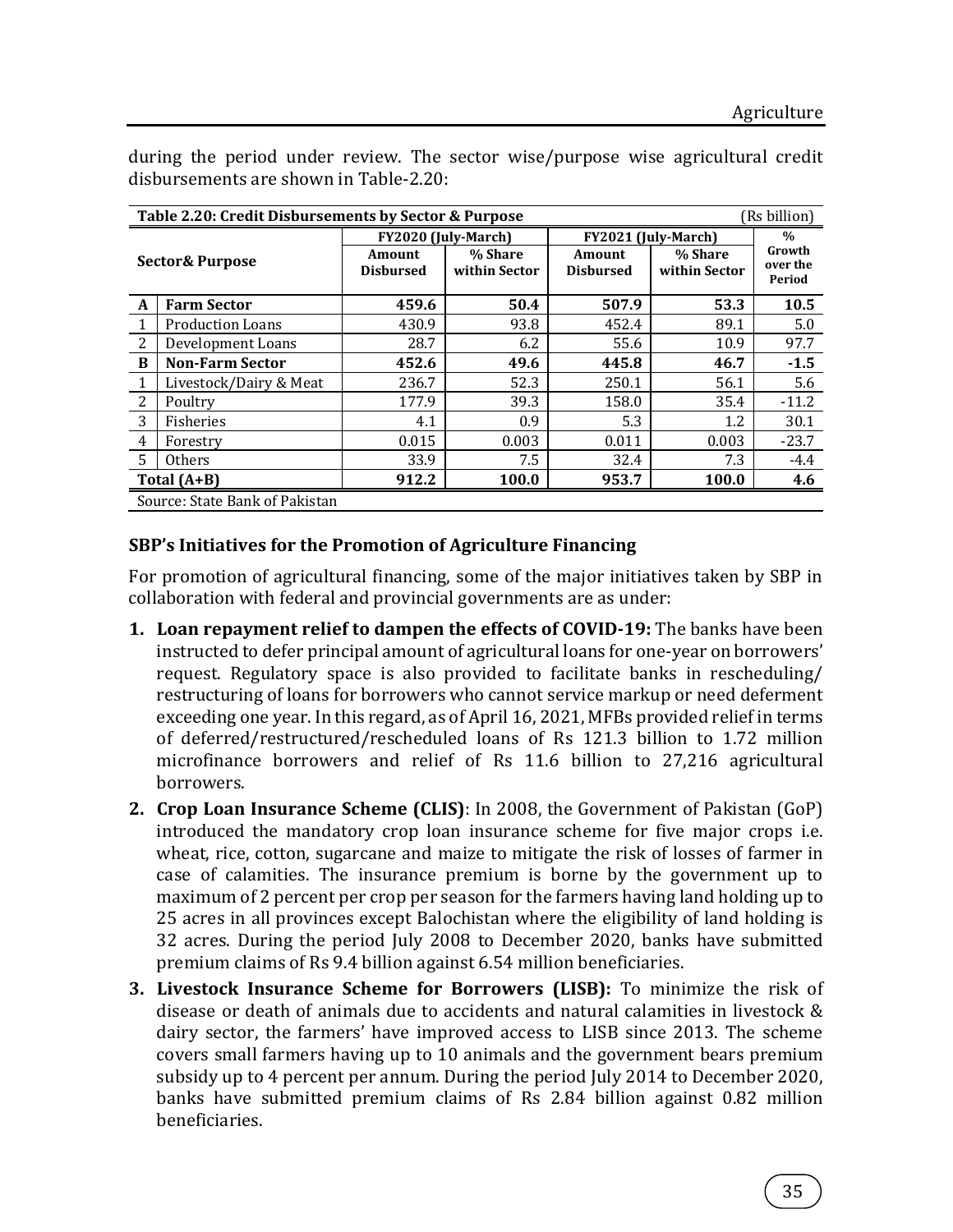during the period under review. The sector wise/purpose wise agricultural credit disbursements are shown in Table-2.20:

**Table 2.20: Credit Disbursements by Sector & Purpose** (Rs billion)

| | Sector& Purpose | FY2020 (July-March) | | FY2021 (July-March) | | % Growth over the Period |
|---|---|---|---|---|---|---|
| | | Amount Disbursed | % Share within Sector | Amount Disbursed | % Share within Sector | |
| **A** | **Farm Sector** | **459.6** | **50.4** | **507.9** | **53.3** | **10.5** |
| 1 | Production Loans | 430.9 | 93.8 | 452.4 | 89.1 | 5.0 |
| 2 | Development Loans | 28.7 | 6.2 | 55.6 | 10.9 | 97.7 |
| **B** | **Non-Farm Sector** | **452.6** | **49.6** | **445.8** | **46.7** | **-1.5** |
| 1 | Livestock/Dairy & Meat | 236.7 | 52.3 | 250.1 | 56.1 | 5.6 |
| 2 | Poultry | 177.9 | 39.3 | 158.0 | 35.4 | -11.2 |
| 3 | Fisheries | 4.1 | 0.9 | 5.3 | 1.2 | 30.1 |
| 4 | Forestry | 0.015 | 0.003 | 0.011 | 0.003 | -23.7 |
| 5 | Others | 33.9 | 7.5 | 32.4 | 7.3 | -4.4 |
| **Total (A+B)** | | **912.2** | **100.0** | **953.7** | **100.0** | **4.6** |

Source: State Bank of Pakistan

**SBP's Initiatives for the Promotion of Agriculture Financing**

For promotion of agricultural financing, some of the major initiatives taken by SBP in collaboration with federal and provincial governments are as under:

1. **Loan repayment relief to dampen the effects of COVID-19:** The banks have been instructed to defer principal amount of agricultural loans for one-year on borrowers' request. Regulatory space is also provided to facilitate banks in rescheduling/ restructuring of loans for borrowers who cannot service markup or need deferment exceeding one year. In this regard, as of April 16, 2021, MFBs provided relief in terms of deferred/restructured/rescheduled loans of Rs 121.3 billion to 1.72 million microfinance borrowers and relief of Rs 11.6 billion to 27,216 agricultural borrowers.
2. **Crop Loan Insurance Scheme (CLIS)**: In 2008, the Government of Pakistan (GoP) introduced the mandatory crop loan insurance scheme for five major crops i.e. wheat, rice, cotton, sugarcane and maize to mitigate the risk of losses of farmer in case of calamities. The insurance premium is borne by the government up to maximum of 2 percent per crop per season for the farmers having land holding up to 25 acres in all provinces except Balochistan where the eligibility of land holding is 32 acres. During the period July 2008 to December 2020, banks have submitted premium claims of Rs 9.4 billion against 6.54 million beneficiaries.
3. **Livestock Insurance Scheme for Borrowers (LISB):** To minimize the risk of disease or death of animals due to accidents and natural calamities in livestock & dairy sector, the farmers' have improved access to LISB since 2013. The scheme covers small farmers having up to 10 animals and the government bears premium subsidy up to 4 percent per annum. During the period July 2014 to December 2020, banks have submitted premium claims of Rs 2.84 billion against 0.82 million beneficiaries.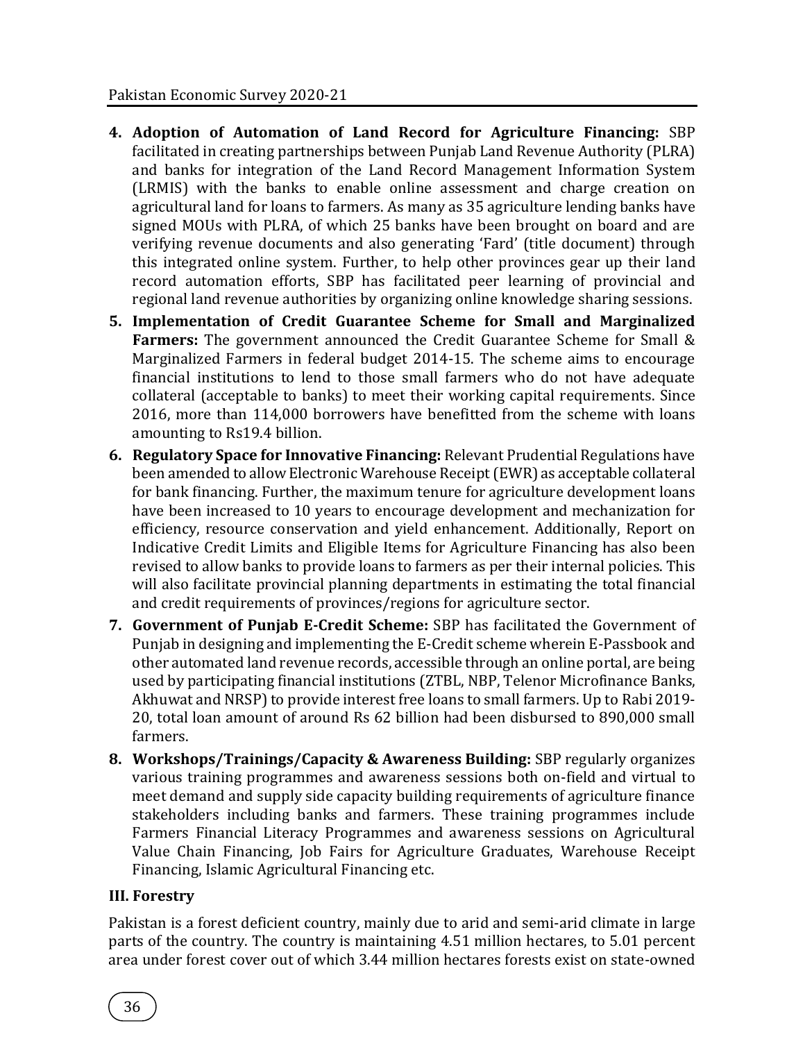4. **Adoption of Automation of Land Record for Agriculture Financing:** SBP facilitated in creating partnerships between Punjab Land Revenue Authority (PLRA) and banks for integration of the Land Record Management Information System (LRMIS) with the banks to enable online assessment and charge creation on agricultural land for loans to farmers. As many as 35 agriculture lending banks have signed MOUs with PLRA, of which 25 banks have been brought on board and are verifying revenue documents and also generating 'Fard' (title document) through this integrated online system. Further, to help other provinces gear up their land record automation efforts, SBP has facilitated peer learning of provincial and regional land revenue authorities by organizing online knowledge sharing sessions.
5. **Implementation of Credit Guarantee Scheme for Small and Marginalized Farmers:** The government announced the Credit Guarantee Scheme for Small & Marginalized Farmers in federal budget 2014-15. The scheme aims to encourage financial institutions to lend to those small farmers who do not have adequate collateral (acceptable to banks) to meet their working capital requirements. Since 2016, more than 114,000 borrowers have benefitted from the scheme with loans amounting to Rs19.4 billion.
6. **Regulatory Space for Innovative Financing:** Relevant Prudential Regulations have been amended to allow Electronic Warehouse Receipt (EWR) as acceptable collateral for bank financing. Further, the maximum tenure for agriculture development loans have been increased to 10 years to encourage development and mechanization for efficiency, resource conservation and yield enhancement. Additionally, Report on Indicative Credit Limits and Eligible Items for Agriculture Financing has also been revised to allow banks to provide loans to farmers as per their internal policies. This will also facilitate provincial planning departments in estimating the total financial and credit requirements of provinces/regions for agriculture sector.
7. **Government of Punjab E-Credit Scheme:** SBP has facilitated the Government of Punjab in designing and implementing the E-Credit scheme wherein E-Passbook and other automated land revenue records, accessible through an online portal, are being used by participating financial institutions (ZTBL, NBP, Telenor Microfinance Banks, Akhuwat and NRSP) to provide interest free loans to small farmers. Up to Rabi 2019-20, total loan amount of around Rs 62 billion had been disbursed to 890,000 small farmers.
8. **Workshops/Trainings/Capacity & Awareness Building:** SBP regularly organizes various training programmes and awareness sessions both on-field and virtual to meet demand and supply side capacity building requirements of agriculture finance stakeholders including banks and farmers. These training programmes include Farmers Financial Literacy Programmes and awareness sessions on Agricultural Value Chain Financing, Job Fairs for Agriculture Graduates, Warehouse Receipt Financing, Islamic Agricultural Financing etc.

### III. Forestry

Pakistan is a forest deficient country, mainly due to arid and semi-arid climate in large parts of the country. The country is maintaining 4.51 million hectares, to 5.01 percent area under forest cover out of which 3.44 million hectares forests exist on state-owned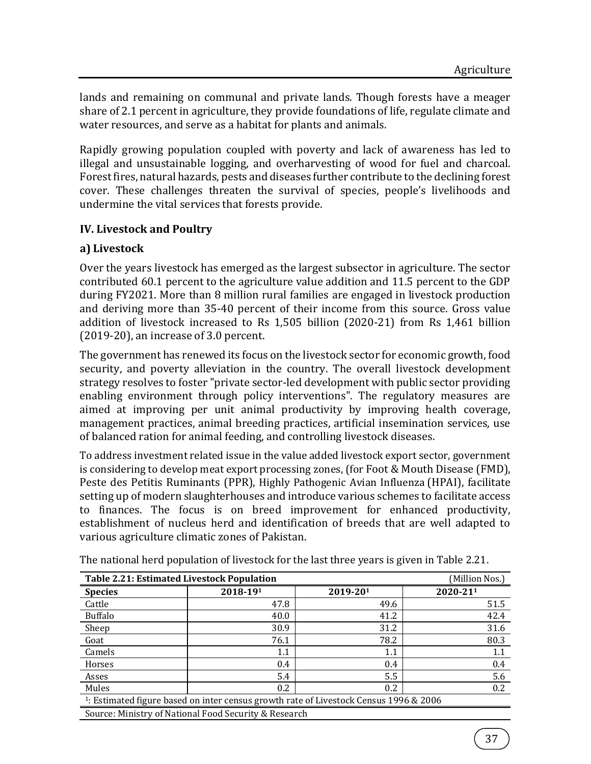lands and remaining on communal and private lands. Though forests have a meager share of 2.1 percent in agriculture, they provide foundations of life, regulate climate and water resources, and serve as a habitat for plants and animals.

Rapidly growing population coupled with poverty and lack of awareness has led to illegal and unsustainable logging, and overharvesting of wood for fuel and charcoal. Forest fires, natural hazards, pests and diseases further contribute to the declining forest cover. These challenges threaten the survival of species, people's livelihoods and undermine the vital services that forests provide.

### IV. Livestock and Poultry

#### a) Livestock

Over the years livestock has emerged as the largest subsector in agriculture. The sector contributed 60.1 percent to the agriculture value addition and 11.5 percent to the GDP during FY2021. More than 8 million rural families are engaged in livestock production and deriving more than 35-40 percent of their income from this source. Gross value addition of livestock increased to Rs 1,505 billion (2020-21) from Rs 1,461 billion (2019-20), an increase of 3.0 percent.

The government has renewed its focus on the livestock sector for economic growth, food security, and poverty alleviation in the country. The overall livestock development strategy resolves to foster "private sector-led development with public sector providing enabling environment through policy interventions". The regulatory measures are aimed at improving per unit animal productivity by improving health coverage, management practices, animal breeding practices, artificial insemination services, use of balanced ration for animal feeding, and controlling livestock diseases.

To address investment related issue in the value added livestock export sector, government is considering to develop meat export processing zones, (for Foot & Mouth Disease (FMD), Peste des Petitis Ruminants (PPR), Highly Pathogenic Avian Influenza (HPAI), facilitate setting up of modern slaughterhouses and introduce various schemes to facilitate access to finances. The focus is on breed improvement for enhanced productivity, establishment of nucleus herd and identification of breeds that are well adapted to various agriculture climatic zones of Pakistan.

The national herd population of livestock for the last three years is given in Table 2.21.

**Table 2.21: Estimated Livestock Population** (Million Nos.)

| Species | 2018-19[1] | 2019-20[1] | 2020-21[1] |
|---|---|---|---|
| Cattle | 47.8 | 49.6 | 51.5 |
| Buffalo | 40.0 | 41.2 | 42.4 |
| Sheep | 30.9 | 31.2 | 31.6 |
| Goat | 76.1 | 78.2 | 80.3 |
| Camels | 1.1 | 1.1 | 1.1 |
| Horses | 0.4 | 0.4 | 0.4 |
| Asses | 5.4 | 5.5 | 5.6 |
| Mules | 0.2 | 0.2 | 0.2 |

[1]: Estimated figure based on inter census growth rate of Livestock Census 1996 & 2006

Source: Ministry of National Food Security & Research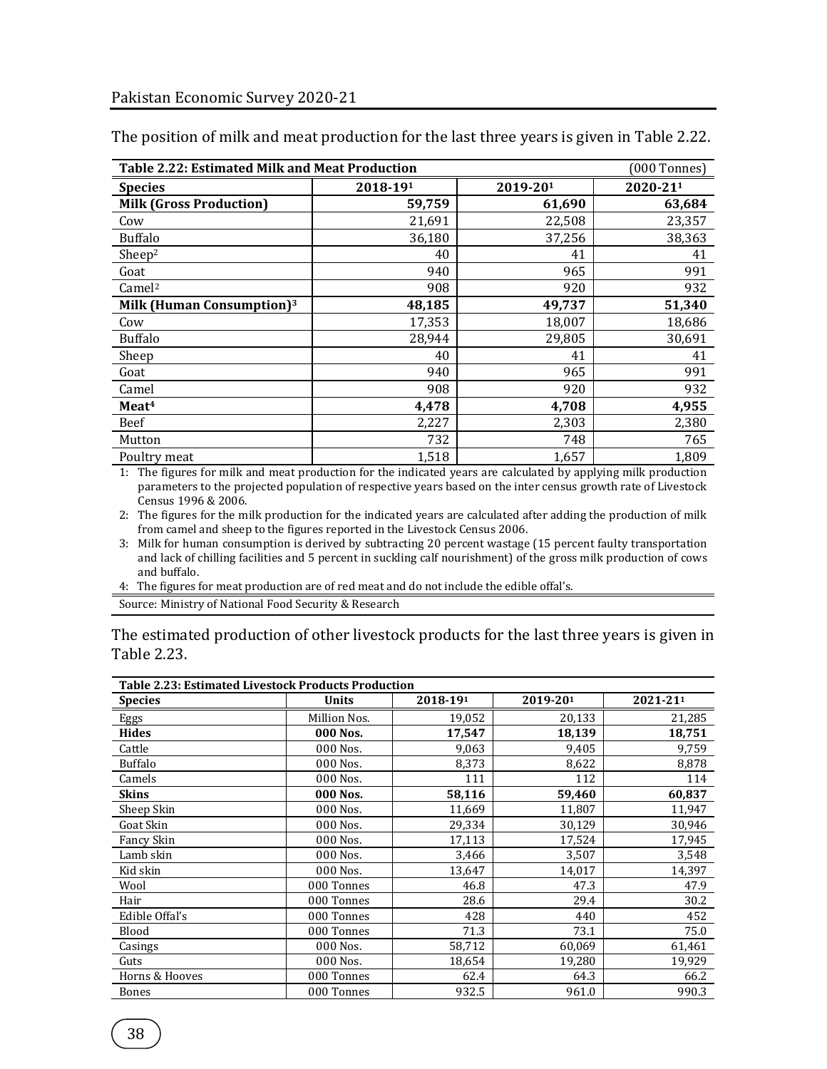The position of milk and meat production for the last three years is given in Table 2.22.

**Table 2.22: Estimated Milk and Meat Production** (000 Tonnes)

| Species | 2018-19[1] | 2019-20[1] | 2020-21[1] |
|---|---|---|---|
| **Milk (Gross Production)** | **59,759** | **61,690** | **63,684** |
| Cow | 21,691 | 22,508 | 23,357 |
| Buffalo | 36,180 | 37,256 | 38,363 |
| Sheep[2] | 40 | 41 | 41 |
| Goat | 940 | 965 | 991 |
| Camel[2] | 908 | 920 | 932 |
| **Milk (Human Consumption)[3]** | **48,185** | **49,737** | **51,340** |
| Cow | 17,353 | 18,007 | 18,686 |
| Buffalo | 28,944 | 29,805 | 30,691 |
| Sheep | 40 | 41 | 41 |
| Goat | 940 | 965 | 991 |
| Camel | 908 | 920 | 932 |
| **Meat[4]** | **4,478** | **4,708** | **4,955** |
| Beef | 2,227 | 2,303 | 2,380 |
| Mutton | 732 | 748 | 765 |
| Poultry meat | 1,518 | 1,657 | 1,809 |

1: The figures for milk and meat production for the indicated years are calculated by applying milk production parameters to the projected population of respective years based on the inter census growth rate of Livestock Census 1996 & 2006.

2: The figures for the milk production for the indicated years are calculated after adding the production of milk from camel and sheep to the figures reported in the Livestock Census 2006.

3: Milk for human consumption is derived by subtracting 20 percent wastage (15 percent faulty transportation and lack of chilling facilities and 5 percent in suckling calf nourishment) of the gross milk production of cows and buffalo.

4: The figures for meat production are of red meat and do not include the edible offal's.

Source: Ministry of National Food Security & Research

The estimated production of other livestock products for the last three years is given in Table 2.23.

**Table 2.23: Estimated Livestock Products Production**

| Species | Units | 2018-19[1] | 2019-20[1] | 2021-21[1] |
|---|---|---|---|---|
| Eggs | Million Nos. | 19,052 | 20,133 | 21,285 |
| **Hides** | **000 Nos.** | **17,547** | **18,139** | **18,751** |
| Cattle | 000 Nos. | 9,063 | 9,405 | 9,759 |
| Buffalo | 000 Nos. | 8,373 | 8,622 | 8,878 |
| Camels | 000 Nos. | 111 | 112 | 114 |
| **Skins** | **000 Nos.** | **58,116** | **59,460** | **60,837** |
| Sheep Skin | 000 Nos. | 11,669 | 11,807 | 11,947 |
| Goat Skin | 000 Nos. | 29,334 | 30,129 | 30,946 |
| Fancy Skin | 000 Nos. | 17,113 | 17,524 | 17,945 |
| Lamb skin | 000 Nos. | 3,466 | 3,507 | 3,548 |
| Kid skin | 000 Nos. | 13,647 | 14,017 | 14,397 |
| Wool | 000 Tonnes | 46.8 | 47.3 | 47.9 |
| Hair | 000 Tonnes | 28.6 | 29.4 | 30.2 |
| Edible Offal's | 000 Tonnes | 428 | 440 | 452 |
| Blood | 000 Tonnes | 71.3 | 73.1 | 75.0 |
| Casings | 000 Nos. | 58,712 | 60,069 | 61,461 |
| Guts | 000 Nos. | 18,654 | 19,280 | 19,929 |
| Horns & Hooves | 000 Tonnes | 62.4 | 64.3 | 66.2 |
| Bones | 000 Tonnes | 932.5 | 961.0 | 990.3 |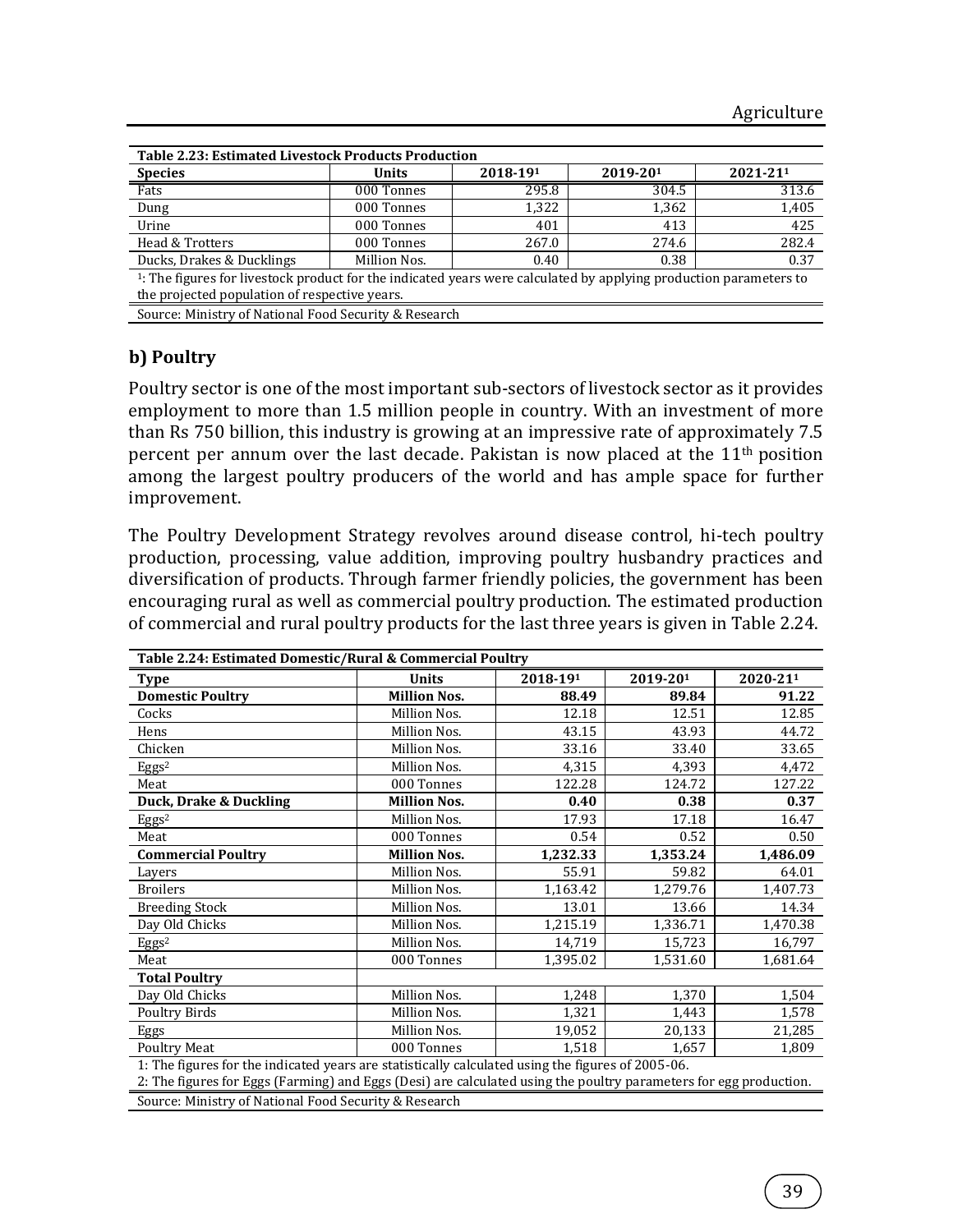| Table 2.23: Estimated Livestock Products Production | | | | |
|---|---|---|---|---|
| **Species** | **Units** | **2018-19[1]** | **2019-20[1]** | **2021-21[1]** |
| Fats | 000 Tonnes | 295.8 | 304.5 | 313.6 |
| Dung | 000 Tonnes | 1,322 | 1,362 | 1,405 |
| Urine | 000 Tonnes | 401 | 413 | 425 |
| Head & Trotters | 000 Tonnes | 267.0 | 274.6 | 282.4 |
| Ducks, Drakes & Ducklings | Million Nos. | 0.40 | 0.38 | 0.37 |

[1]: The figures for livestock product for the indicated years were calculated by applying production parameters to the projected population of respective years.

Source: Ministry of National Food Security & Research

## b) Poultry

Poultry sector is one of the most important sub-sectors of livestock sector as it provides employment to more than 1.5 million people in country. With an investment of more than Rs 750 billion, this industry is growing at an impressive rate of approximately 7.5 percent per annum over the last decade. Pakistan is now placed at the 11th position among the largest poultry producers of the world and has ample space for further improvement.

The Poultry Development Strategy revolves around disease control, hi-tech poultry production, processing, value addition, improving poultry husbandry practices and diversification of products. Through farmer friendly policies, the government has been encouraging rural as well as commercial poultry production. The estimated production of commercial and rural poultry products for the last three years is given in Table 2.24.

| Table 2.24: Estimated Domestic/Rural & Commercial Poultry | | | | |
|---|---|---|---|---|
| **Type** | **Units** | **2018-19[1]** | **2019-20[1]** | **2020-21[1]** |
| **Domestic Poultry** | **Million Nos.** | **88.49** | **89.84** | **91.22** |
| Cocks | Million Nos. | 12.18 | 12.51 | 12.85 |
| Hens | Million Nos. | 43.15 | 43.93 | 44.72 |
| Chicken | Million Nos. | 33.16 | 33.40 | 33.65 |
| Eggs[2] | Million Nos. | 4,315 | 4,393 | 4,472 |
| Meat | 000 Tonnes | 122.28 | 124.72 | 127.22 |
| **Duck, Drake & Duckling** | **Million Nos.** | **0.40** | **0.38** | **0.37** |
| Eggs[2] | Million Nos. | 17.93 | 17.18 | 16.47 |
| Meat | 000 Tonnes | 0.54 | 0.52 | 0.50 |
| **Commercial Poultry** | **Million Nos.** | **1,232.33** | **1,353.24** | **1,486.09** |
| Layers | Million Nos. | 55.91 | 59.82 | 64.01 |
| Broilers | Million Nos. | 1,163.42 | 1,279.76 | 1,407.73 |
| Breeding Stock | Million Nos. | 13.01 | 13.66 | 14.34 |
| Day Old Chicks | Million Nos. | 1,215.19 | 1,336.71 | 1,470.38 |
| Eggs[2] | Million Nos. | 14,719 | 15,723 | 16,797 |
| Meat | 000 Tonnes | 1,395.02 | 1,531.60 | 1,681.64 |
| **Total Poultry** | | | | |
| Day Old Chicks | Million Nos. | 1,248 | 1,370 | 1,504 |
| Poultry Birds | Million Nos. | 1,321 | 1,443 | 1,578 |
| Eggs | Million Nos. | 19,052 | 20,133 | 21,285 |
| Poultry Meat | 000 Tonnes | 1,518 | 1,657 | 1,809 |

1: The figures for the indicated years are statistically calculated using the figures of 2005-06.
2: The figures for Eggs (Farming) and Eggs (Desi) are calculated using the poultry parameters for egg production.

Source: Ministry of National Food Security & Research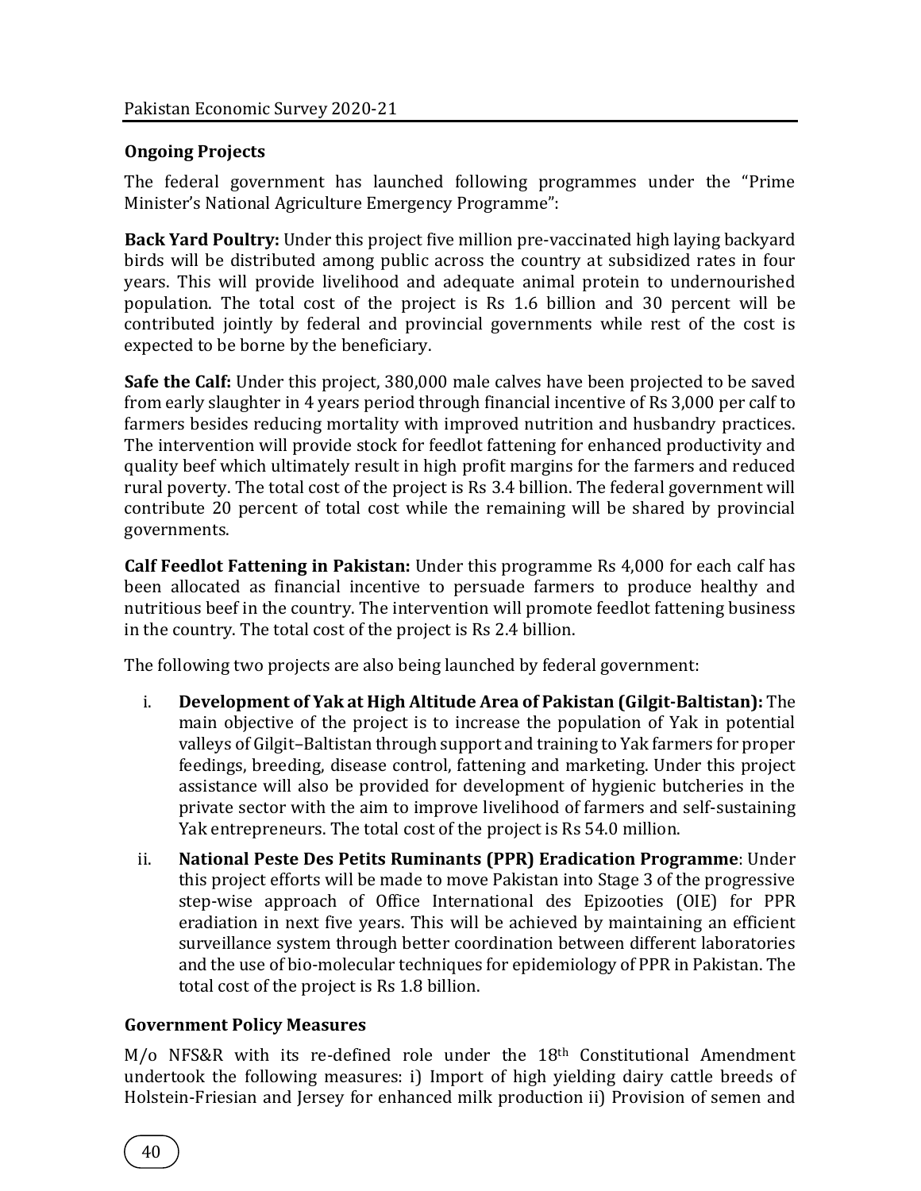### Ongoing Projects

The federal government has launched following programmes under the "Prime Minister's National Agriculture Emergency Programme":

**Back Yard Poultry:** Under this project five million pre-vaccinated high laying backyard birds will be distributed among public across the country at subsidized rates in four years. This will provide livelihood and adequate animal protein to undernourished population. The total cost of the project is Rs 1.6 billion and 30 percent will be contributed jointly by federal and provincial governments while rest of the cost is expected to be borne by the beneficiary.

**Safe the Calf:** Under this project, 380,000 male calves have been projected to be saved from early slaughter in 4 years period through financial incentive of Rs 3,000 per calf to farmers besides reducing mortality with improved nutrition and husbandry practices. The intervention will provide stock for feedlot fattening for enhanced productivity and quality beef which ultimately result in high profit margins for the farmers and reduced rural poverty. The total cost of the project is Rs 3.4 billion. The federal government will contribute 20 percent of total cost while the remaining will be shared by provincial governments.

**Calf Feedlot Fattening in Pakistan:** Under this programme Rs 4,000 for each calf has been allocated as financial incentive to persuade farmers to produce healthy and nutritious beef in the country. The intervention will promote feedlot fattening business in the country. The total cost of the project is Rs 2.4 billion.

The following two projects are also being launched by federal government:

i. **Development of Yak at High Altitude Area of Pakistan (Gilgit-Baltistan):** The main objective of the project is to increase the population of Yak in potential valleys of Gilgit–Baltistan through support and training to Yak farmers for proper feedings, breeding, disease control, fattening and marketing. Under this project assistance will also be provided for development of hygienic butcheries in the private sector with the aim to improve livelihood of farmers and self-sustaining Yak entrepreneurs. The total cost of the project is Rs 54.0 million.

ii. **National Peste Des Petits Ruminants (PPR) Eradication Programme**: Under this project efforts will be made to move Pakistan into Stage 3 of the progressive step-wise approach of Office International des Epizooties (OIE) for PPR eradiation in next five years. This will be achieved by maintaining an efficient surveillance system through better coordination between different laboratories and the use of bio-molecular techniques for epidemiology of PPR in Pakistan. The total cost of the project is Rs 1.8 billion.

### Government Policy Measures

M/o NFS&R with its re-defined role under the 18th Constitutional Amendment undertook the following measures: i) Import of high yielding dairy cattle breeds of Holstein-Friesian and Jersey for enhanced milk production ii) Provision of semen and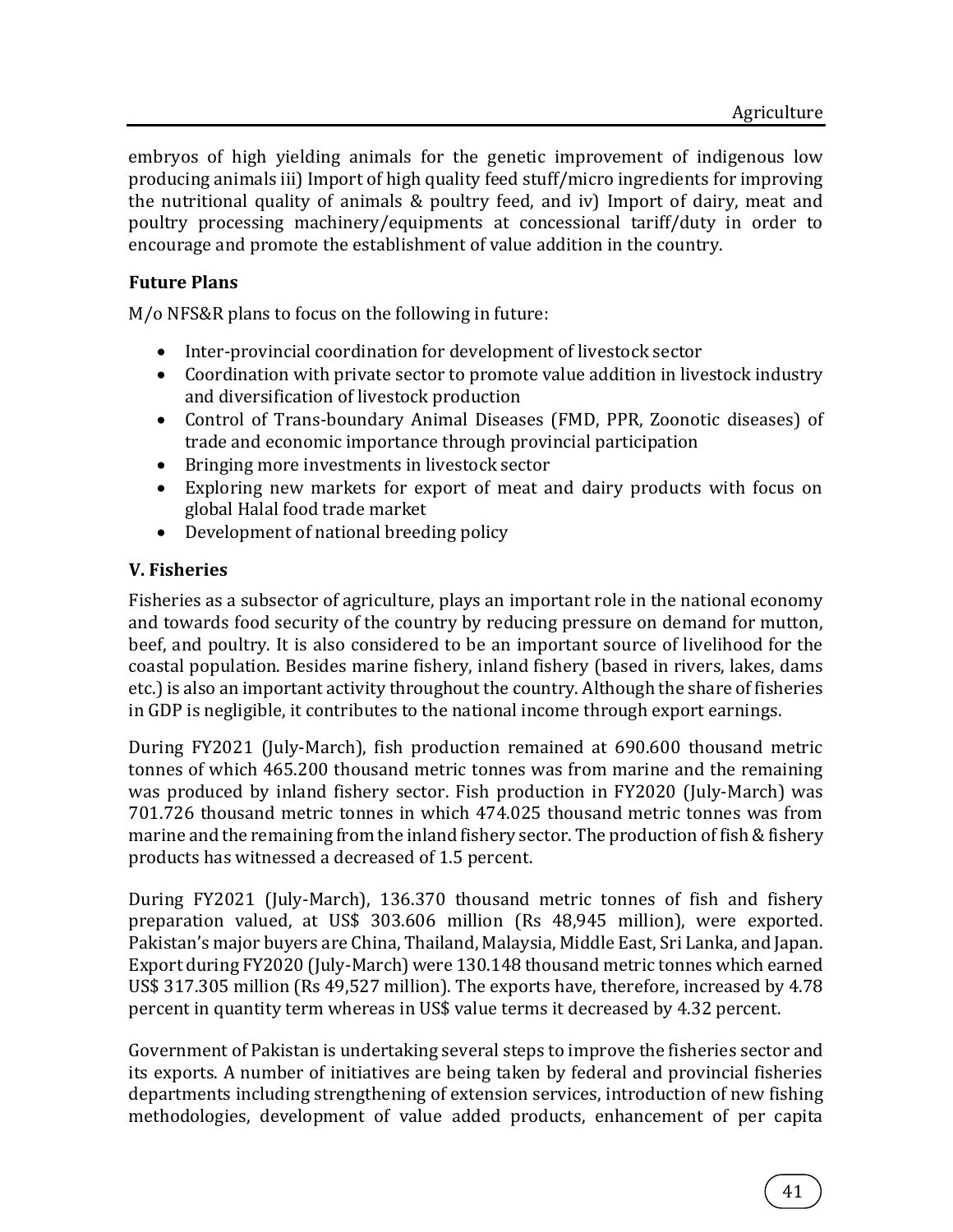embryos of high yielding animals for the genetic improvement of indigenous low producing animals iii) Import of high quality feed stuff/micro ingredients for improving the nutritional quality of animals & poultry feed, and iv) Import of dairy, meat and poultry processing machinery/equipments at concessional tariff/duty in order to encourage and promote the establishment of value addition in the country.

### Future Plans

M/o NFS&R plans to focus on the following in future:

- Inter-provincial coordination for development of livestock sector
- Coordination with private sector to promote value addition in livestock industry and diversification of livestock production
- Control of Trans-boundary Animal Diseases (FMD, PPR, Zoonotic diseases) of trade and economic importance through provincial participation
- Bringing more investments in livestock sector
- Exploring new markets for export of meat and dairy products with focus on global Halal food trade market
- Development of national breeding policy

## V. Fisheries

Fisheries as a subsector of agriculture, plays an important role in the national economy and towards food security of the country by reducing pressure on demand for mutton, beef, and poultry. It is also considered to be an important source of livelihood for the coastal population. Besides marine fishery, inland fishery (based in rivers, lakes, dams etc.) is also an important activity throughout the country. Although the share of fisheries in GDP is negligible, it contributes to the national income through export earnings.

During FY2021 (July-March), fish production remained at 690.600 thousand metric tonnes of which 465.200 thousand metric tonnes was from marine and the remaining was produced by inland fishery sector. Fish production in FY2020 (July-March) was 701.726 thousand metric tonnes in which 474.025 thousand metric tonnes was from marine and the remaining from the inland fishery sector. The production of fish & fishery products has witnessed a decreased of 1.5 percent.

During FY2021 (July-March), 136.370 thousand metric tonnes of fish and fishery preparation valued, at US$ 303.606 million (Rs 48,945 million), were exported. Pakistan's major buyers are China, Thailand, Malaysia, Middle East, Sri Lanka, and Japan. Export during FY2020 (July-March) were 130.148 thousand metric tonnes which earned US$ 317.305 million (Rs 49,527 million). The exports have, therefore, increased by 4.78 percent in quantity term whereas in US$ value terms it decreased by 4.32 percent.

Government of Pakistan is undertaking several steps to improve the fisheries sector and its exports. A number of initiatives are being taken by federal and provincial fisheries departments including strengthening of extension services, introduction of new fishing methodologies, development of value added products, enhancement of per capita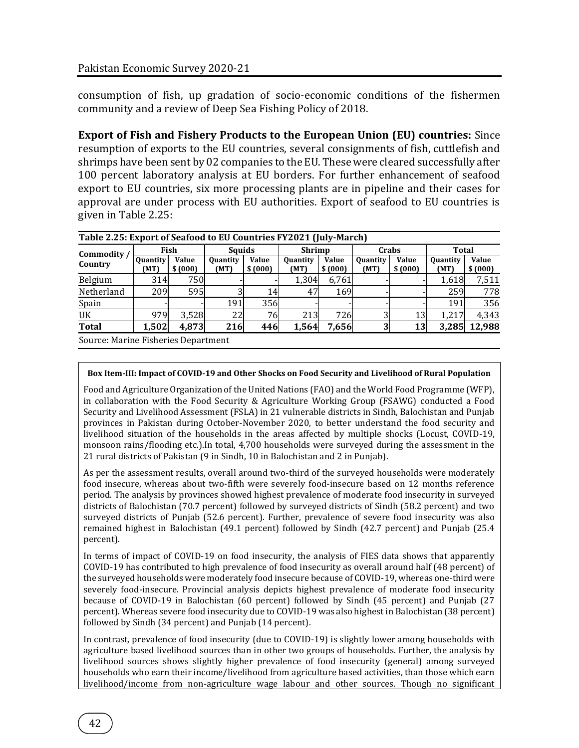consumption of fish, up gradation of socio-economic conditions of the fishermen community and a review of Deep Sea Fishing Policy of 2018.

**Export of Fish and Fishery Products to the European Union (EU) countries:** Since resumption of exports to the EU countries, several consignments of fish, cuttlefish and shrimps have been sent by 02 companies to the EU. These were cleared successfully after 100 percent laboratory analysis at EU borders. For further enhancement of seafood export to EU countries, six more processing plants are in pipeline and their cases for approval are under process with EU authorities. Export of seafood to EU countries is given in Table 2.25:

**Table 2.25: Export of Seafood to EU Countries FY2021 (July-March)**

| Commodity / Country | Fish | | Squids | | Shrimp | | Crabs | | Total | |
|---|---|---|---|---|---|---|---|---|---|---|
| | Quantity (MT) | Value $ (000) | Quantity (MT) | Value $ (000) | Quantity (MT) | Value $ (000) | Quantity (MT) | Value $ (000) | Quantity (MT) | Value $ (000) |
| Belgium | 314 | 750 | - | - | 1,304 | 6,761 | - | - | 1,618 | 7,511 |
| Netherland | 209 | 595 | 3 | 14 | 47 | 169 | - | - | 259 | 778 |
| Spain | - | - | 191 | 356 | - | - | - | - | 191 | 356 |
| UK | 979 | 3,528 | 22 | 76 | 213 | 726 | 3 | 13 | 1,217 | 4,343 |
| **Total** | **1,502** | **4,873** | **216** | **446** | **1,564** | **7,656** | **3** | **13** | **3,285** | **12,988** |

Source: Marine Fisheries Department

**Box Item-III: Impact of COVID-19 and Other Shocks on Food Security and Livelihood of Rural Population**

Food and Agriculture Organization of the United Nations (FAO) and the World Food Programme (WFP), in collaboration with the Food Security & Agriculture Working Group (FSAWG) conducted a Food Security and Livelihood Assessment (FSLA) in 21 vulnerable districts in Sindh, Balochistan and Punjab provinces in Pakistan during October-November 2020, to better understand the food security and livelihood situation of the households in the areas affected by multiple shocks (Locust, COVID-19, monsoon rains/flooding etc.).In total, 4,700 households were surveyed during the assessment in the 21 rural districts of Pakistan (9 in Sindh, 10 in Balochistan and 2 in Punjab).

As per the assessment results, overall around two-third of the surveyed households were moderately food insecure, whereas about two-fifth were severely food-insecure based on 12 months reference period. The analysis by provinces showed highest prevalence of moderate food insecurity in surveyed districts of Balochistan (70.7 percent) followed by surveyed districts of Sindh (58.2 percent) and two surveyed districts of Punjab (52.6 percent). Further, prevalence of severe food insecurity was also remained highest in Balochistan (49.1 percent) followed by Sindh (42.7 percent) and Punjab (25.4 percent).

In terms of impact of COVID-19 on food insecurity, the analysis of FIES data shows that apparently COVID-19 has contributed to high prevalence of food insecurity as overall around half (48 percent) of the surveyed households were moderately food insecure because of COVID-19, whereas one-third were severely food-insecure. Provincial analysis depicts highest prevalence of moderate food insecurity because of COVID-19 in Balochistan (60 percent) followed by Sindh (45 percent) and Punjab (27 percent). Whereas severe food insecurity due to COVID-19 was also highest in Balochistan (38 percent) followed by Sindh (34 percent) and Punjab (14 percent).

In contrast, prevalence of food insecurity (due to COVID-19) is slightly lower among households with agriculture based livelihood sources than in other two groups of households. Further, the analysis by livelihood sources shows slightly higher prevalence of food insecurity (general) among surveyed households who earn their income/livelihood from agriculture based activities, than those which earn livelihood/income from non-agriculture wage labour and other sources. Though no significant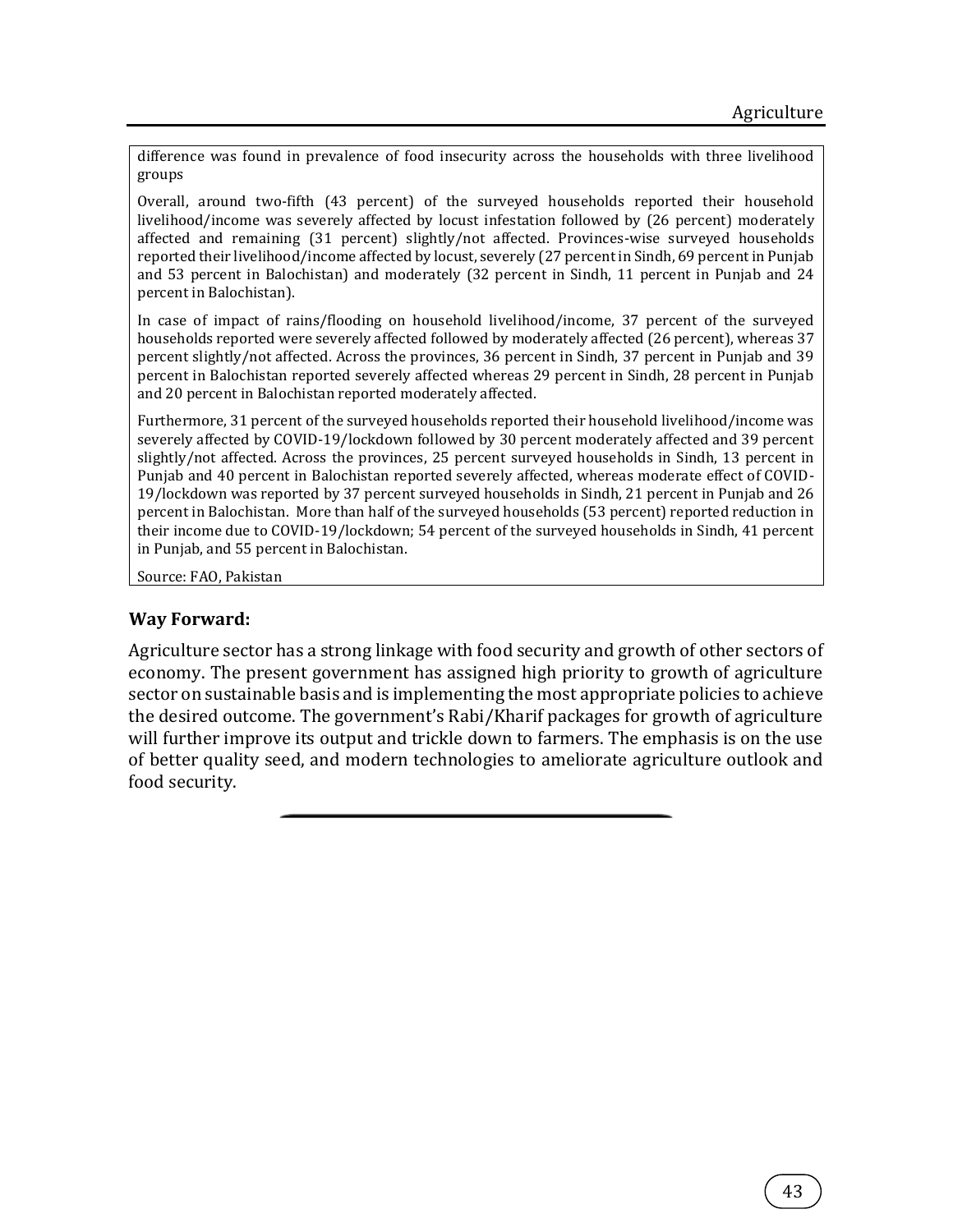difference was found in prevalence of food insecurity across the households with three livelihood groups

Overall, around two-fifth (43 percent) of the surveyed households reported their household livelihood/income was severely affected by locust infestation followed by (26 percent) moderately affected and remaining (31 percent) slightly/not affected. Provinces-wise surveyed households reported their livelihood/income affected by locust, severely (27 percent in Sindh, 69 percent in Punjab and 53 percent in Balochistan) and moderately (32 percent in Sindh, 11 percent in Punjab and 24 percent in Balochistan).

In case of impact of rains/flooding on household livelihood/income, 37 percent of the surveyed households reported were severely affected followed by moderately affected (26 percent), whereas 37 percent slightly/not affected. Across the provinces, 36 percent in Sindh, 37 percent in Punjab and 39 percent in Balochistan reported severely affected whereas 29 percent in Sindh, 28 percent in Punjab and 20 percent in Balochistan reported moderately affected.

Furthermore, 31 percent of the surveyed households reported their household livelihood/income was severely affected by COVID-19/lockdown followed by 30 percent moderately affected and 39 percent slightly/not affected. Across the provinces, 25 percent surveyed households in Sindh, 13 percent in Punjab and 40 percent in Balochistan reported severely affected, whereas moderate effect of COVID-19/lockdown was reported by 37 percent surveyed households in Sindh, 21 percent in Punjab and 26 percent in Balochistan. More than half of the surveyed households (53 percent) reported reduction in their income due to COVID-19/lockdown; 54 percent of the surveyed households in Sindh, 41 percent in Punjab, and 55 percent in Balochistan.

Source: FAO, Pakistan

**Way Forward:**

Agriculture sector has a strong linkage with food security and growth of other sectors of economy. The present government has assigned high priority to growth of agriculture sector on sustainable basis and is implementing the most appropriate policies to achieve the desired outcome. The government's Rabi/Kharif packages for growth of agriculture will further improve its output and trickle down to farmers. The emphasis is on the use of better quality seed, and modern technologies to ameliorate agriculture outlook and food security.